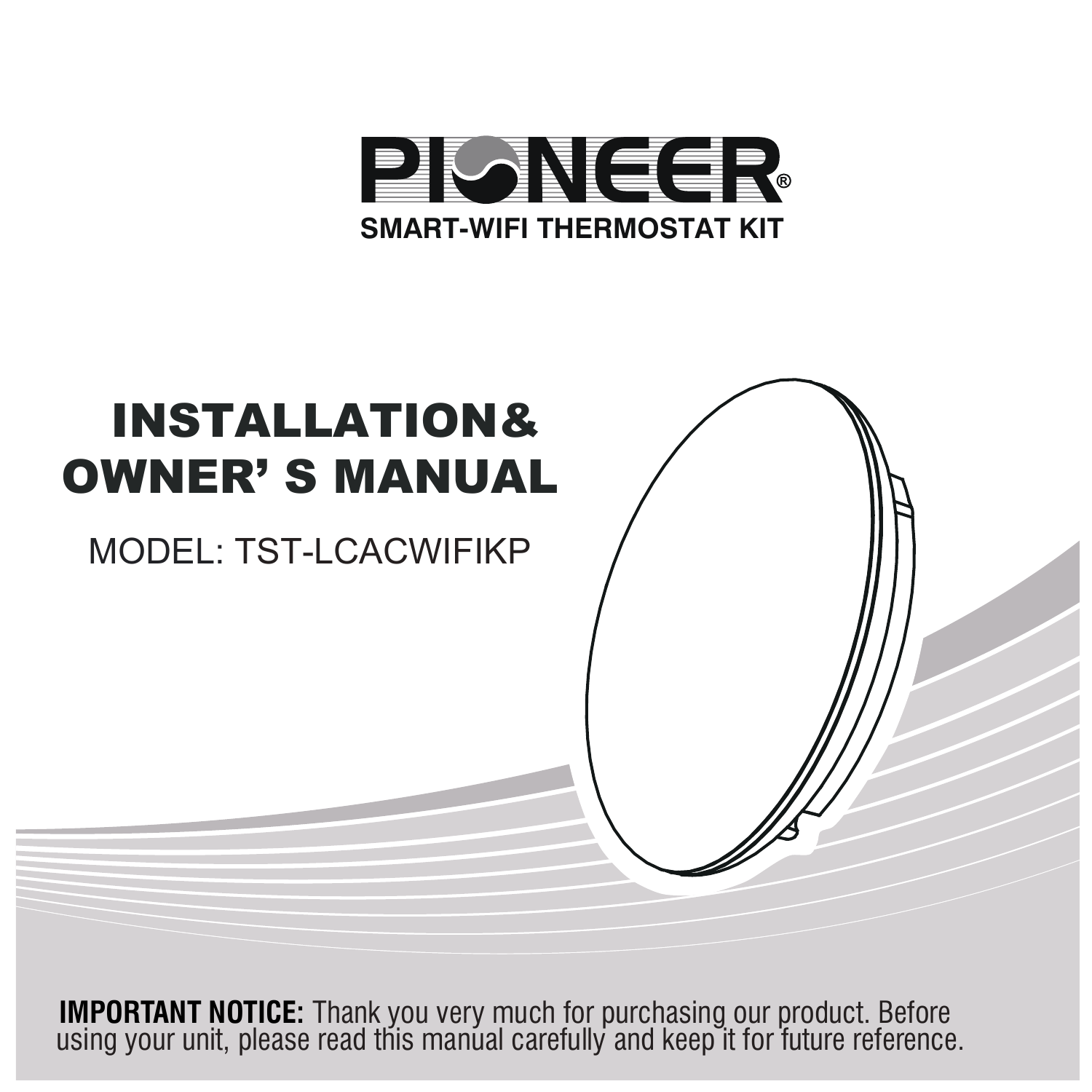# PIONEER®

**SMART-WIFI THERMOSTAT KIT**

# INSTALLATION& OWNER' S MANUAL

MODEL: TST-LCACWIFIKP

**IMPORTANT NOTICE:** Thank you very much for purchasing our product. Before using your unit, please read this manual carefully and keep it for future reference.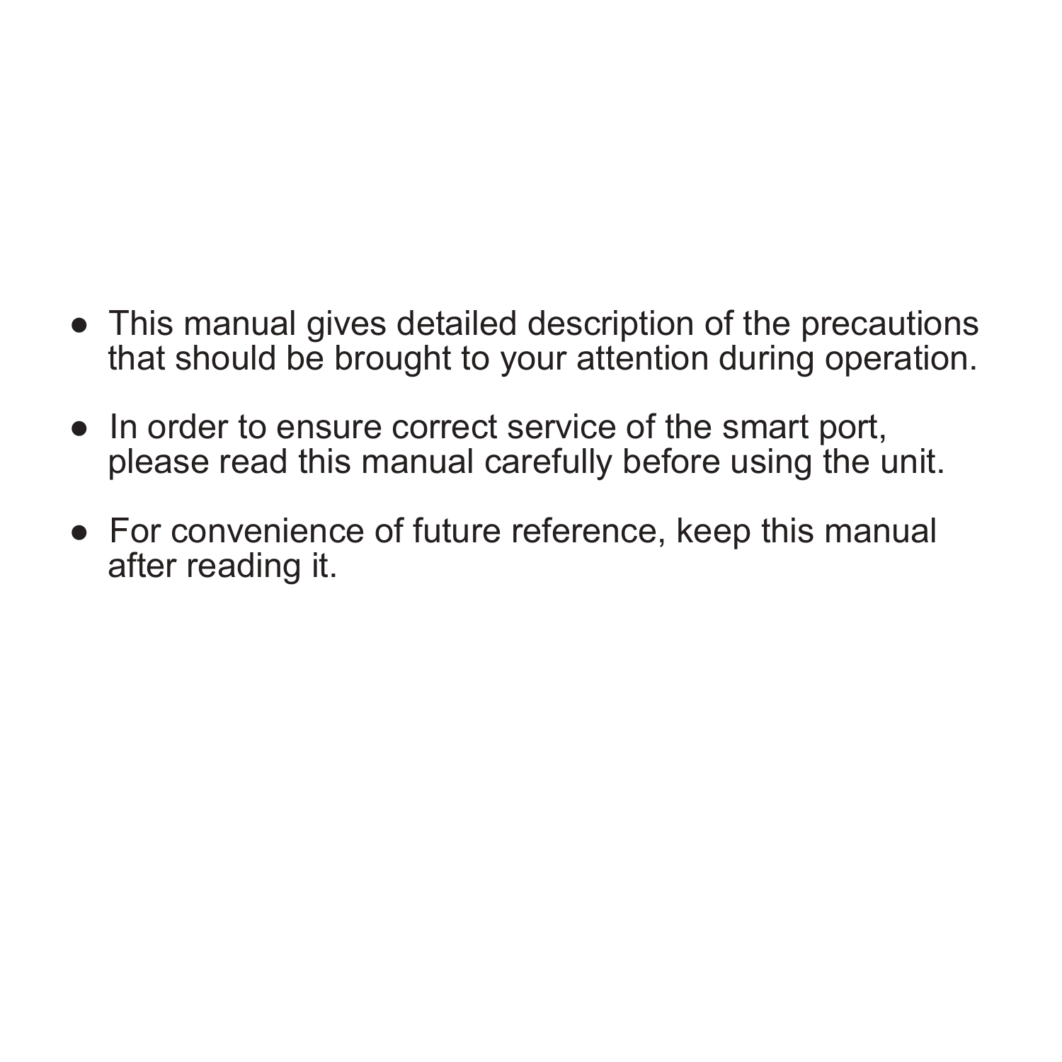- This manual gives detailed description of the precautions that should be brought to your attention during operation.

- In order to ensure correct service of the smart port, please read this manual carefully before using the unit.

- For convenience of future reference, keep this manual after reading it.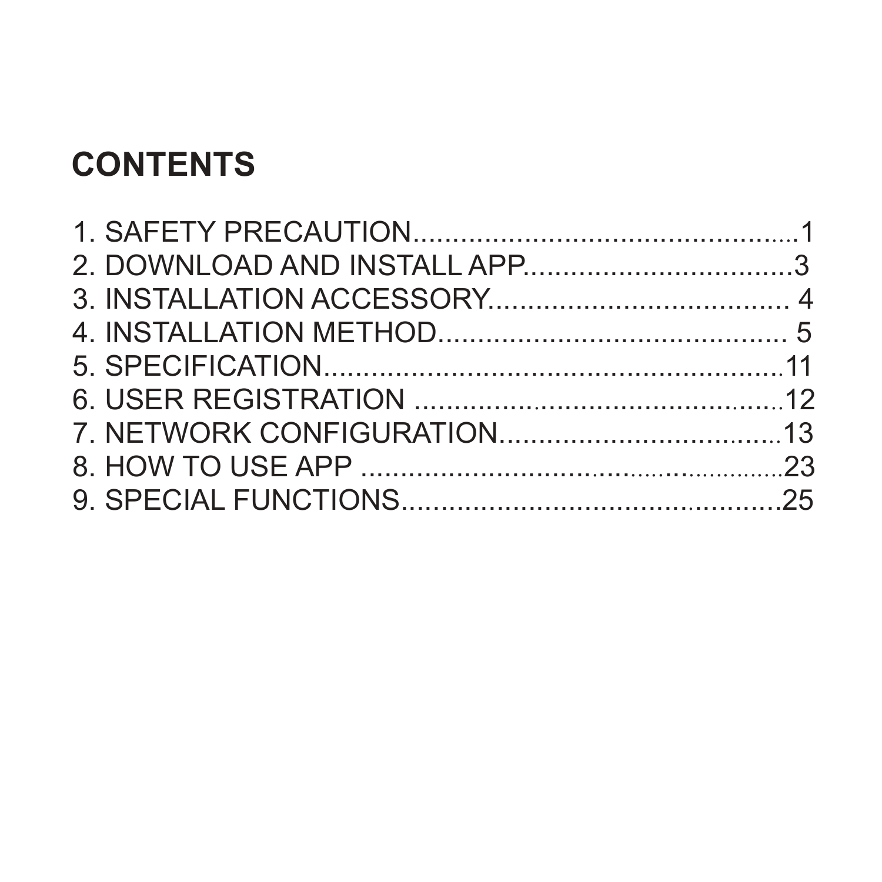# CONTENTS

1. SAFETY PRECAUTION.....................................................1
2. DOWNLOAD AND INSTALL APP..................................3
3. INSTALLATION ACCESSORY...................................... 4
4. INSTALLATION METHOD............................................ 5
5. SPECIFICATION...........................................................11
6. USER REGISTRATION ...............................................12
7. NETWORK CONFIGURATION....................................13
8. HOW TO USE APP ......................................................23
9. SPECIAL FUNCTIONS.................................................25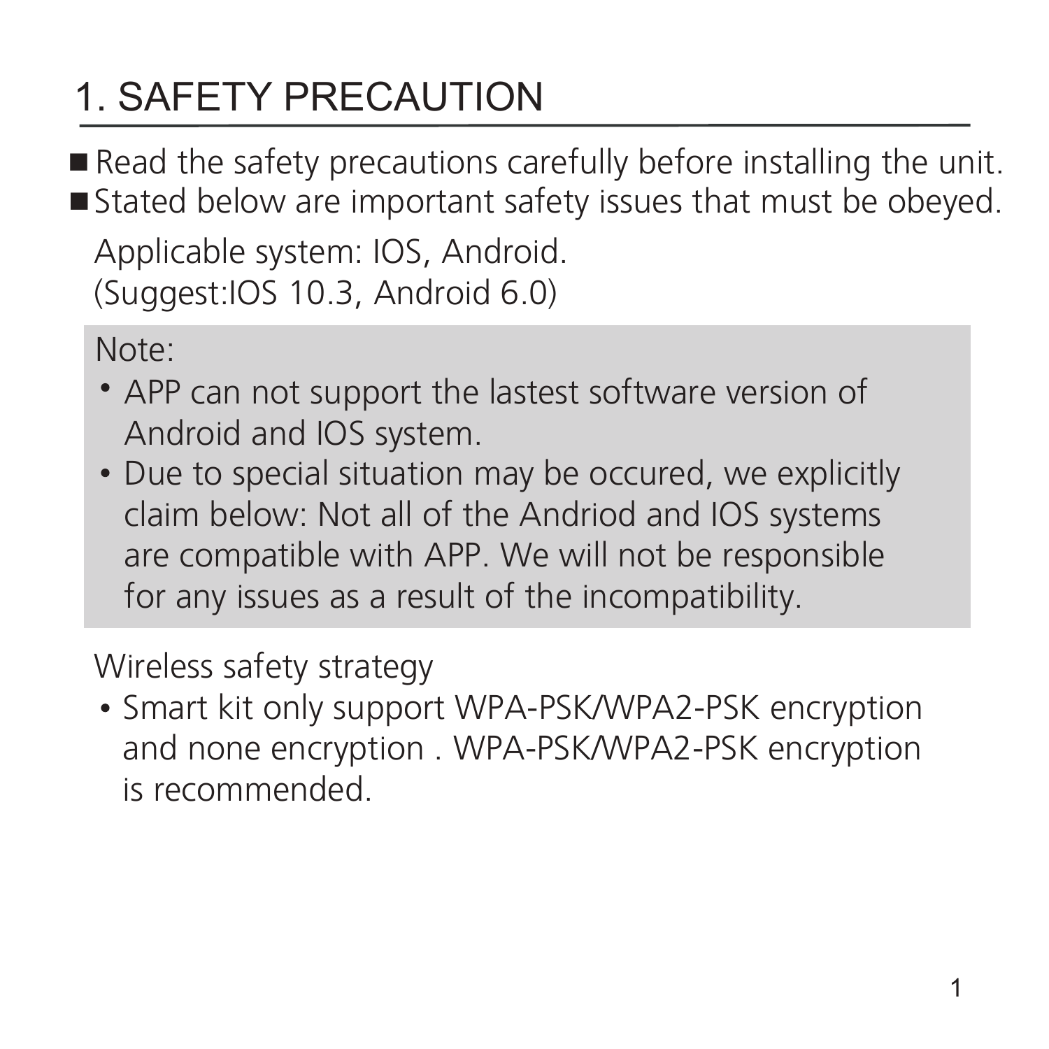# 1. SAFETY PRECAUTION

- Read the safety precautions carefully before installing the unit.
- Stated below are important safety issues that must be obeyed.

Applicable system: IOS, Android.
(Suggest:IOS 10.3, Android 6.0)

Note:

- APP can not support the lastest software version of Android and IOS system.
- Due to special situation may be occured, we explicitly claim below: Not all of the Andriod and IOS systems are compatible with APP. We will not be responsible for any issues as a result of the incompatibility.

Wireless safety strategy

- Smart kit only support WPA-PSK/WPA2-PSK encryption and none encryption . WPA-PSK/WPA2-PSK encryption is recommended.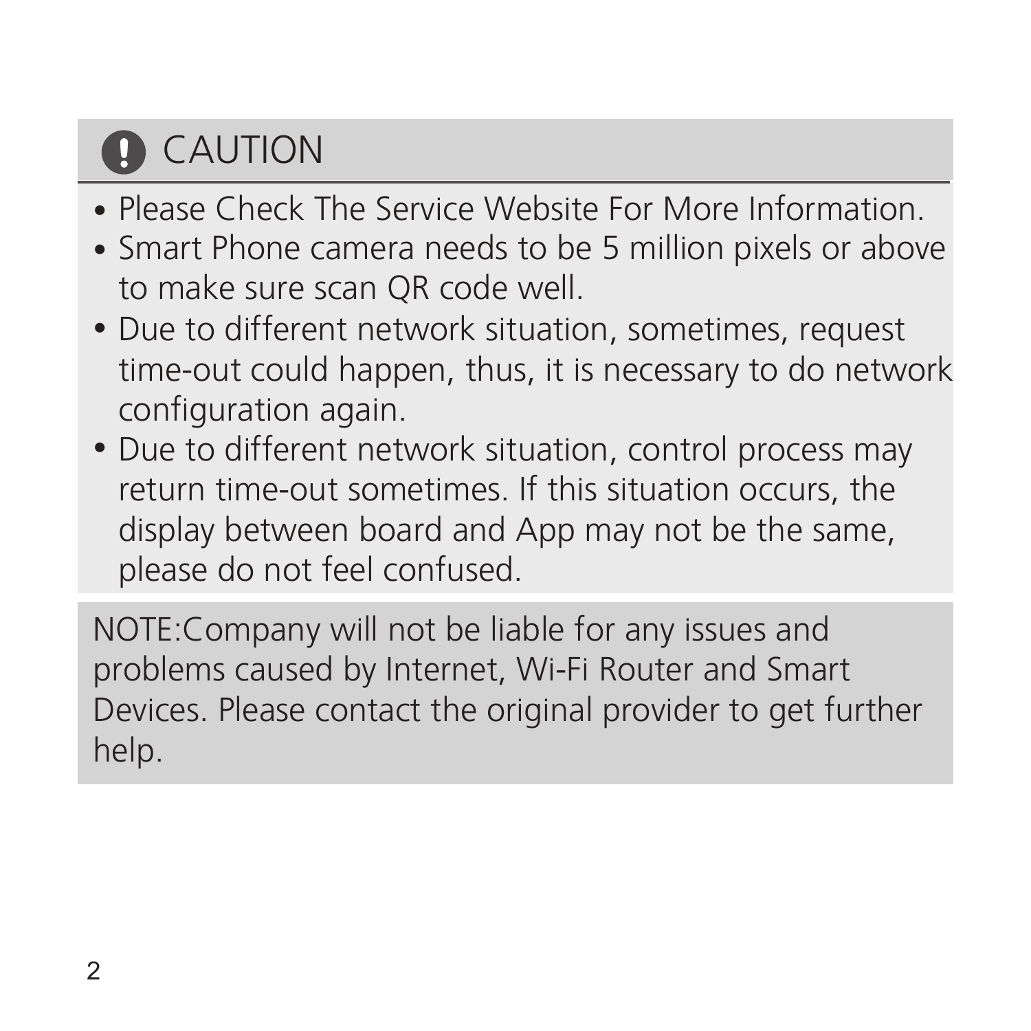## CAUTION

- Please Check The Service Website For More Information.
- Smart Phone camera needs to be 5 million pixels or above to make sure scan QR code well.
- Due to different network situation, sometimes, request time-out could happen, thus, it is necessary to do network configuration again.
- Due to different network situation, control process may return time-out sometimes. If this situation occurs, the display between board and App may not be the same, please do not feel confused.

NOTE:Company will not be liable for any issues and problems caused by Internet, Wi-Fi Router and Smart Devices. Please contact the original provider to get further help.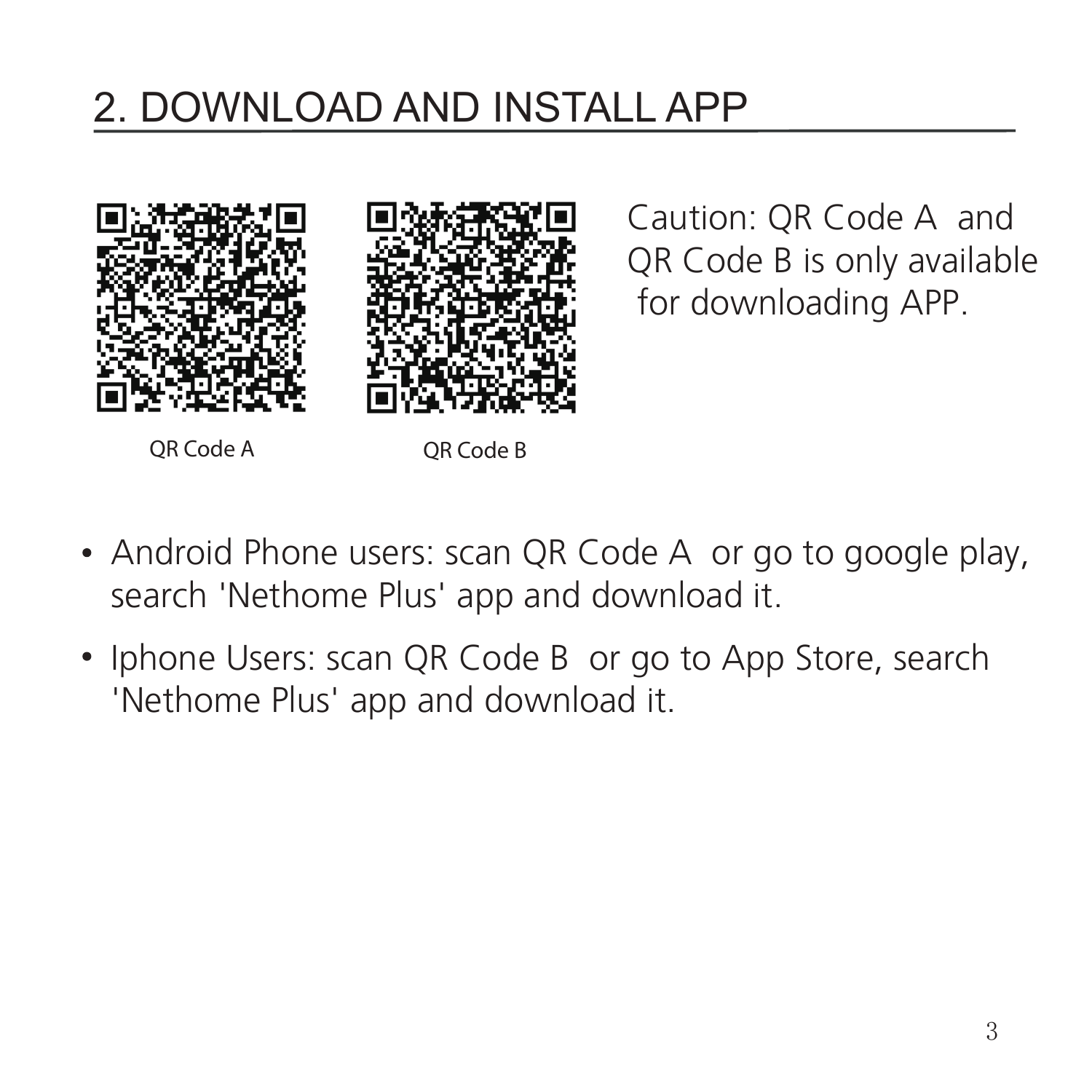## 2. DOWNLOAD AND INSTALL APP

QR Code A

QR Code B

Caution: QR Code A and QR Code B is only available for downloading APP.

- Android Phone users: scan QR Code A or go to google play, search 'Nethome Plus' app and download it.
- Iphone Users: scan QR Code B or go to App Store, search 'Nethome Plus' app and download it.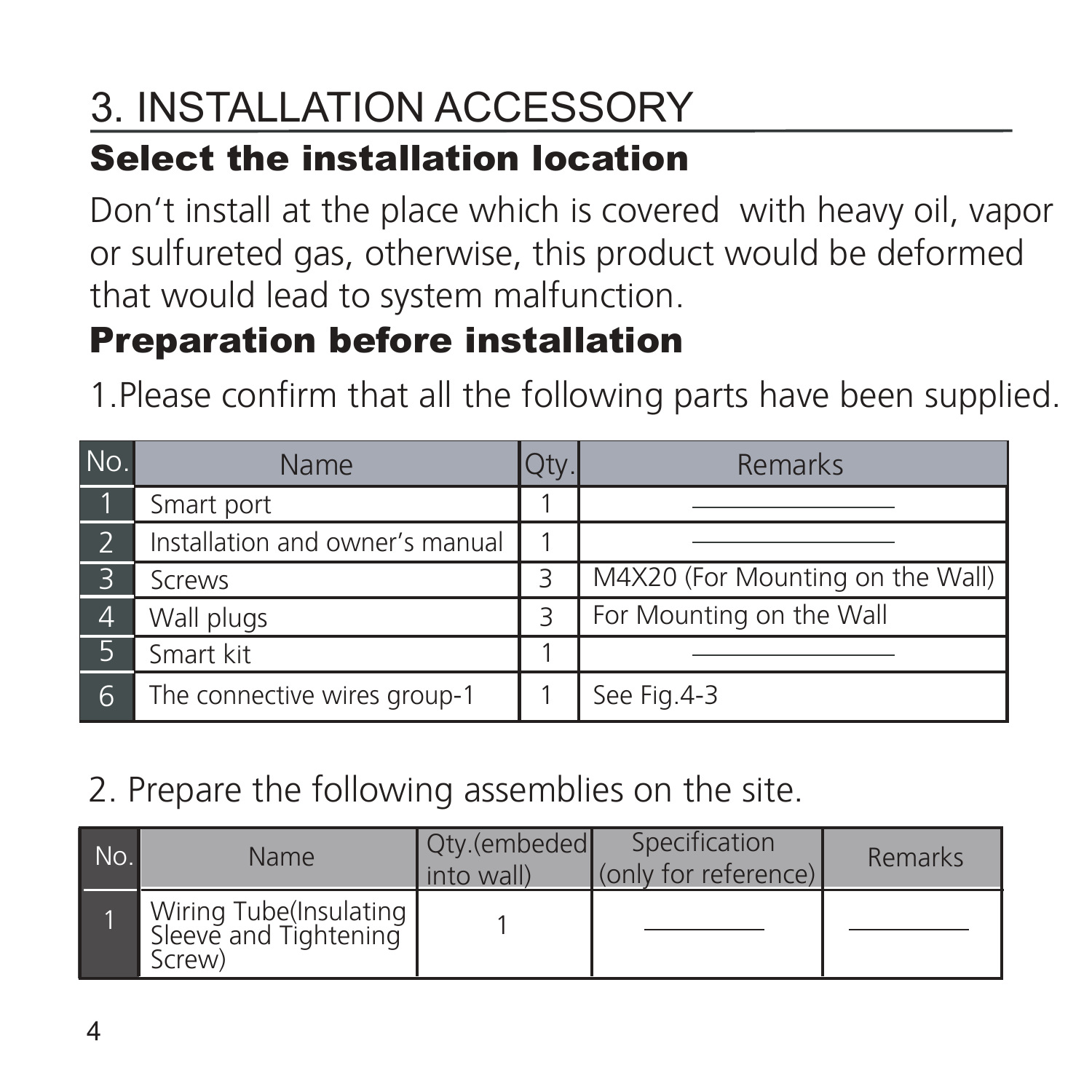# 3. INSTALLATION ACCESSORY

## Select the installation location

Don't install at the place which is covered with heavy oil, vapor or sulfureted gas, otherwise, this product would be deformed that would lead to system malfunction.

## Preparation before installation

1.Please confirm that all the following parts have been supplied.

| No. | Name | Qty. | Remarks |
|---|---|---|---|
| 1 | Smart port | 1 | ———— |
| 2 | Installation and owner's manual | 1 | ———— |
| 3 | Screws | 3 | M4X20 (For Mounting on the Wall) |
| 4 | Wall plugs | 3 | For Mounting on the Wall |
| 5 | Smart kit | 1 | ———— |
| 6 | The connective wires group-1 | 1 | See Fig.4-3 |

2. Prepare the following assemblies on the site.

| No. | Name | Qty.(embeded into wall) | Specification (only for reference) | Remarks |
|---|---|---|---|---|
| 1 | Wiring Tube(Insulating Sleeve and Tightening Screw) | 1 | ———— | ———— |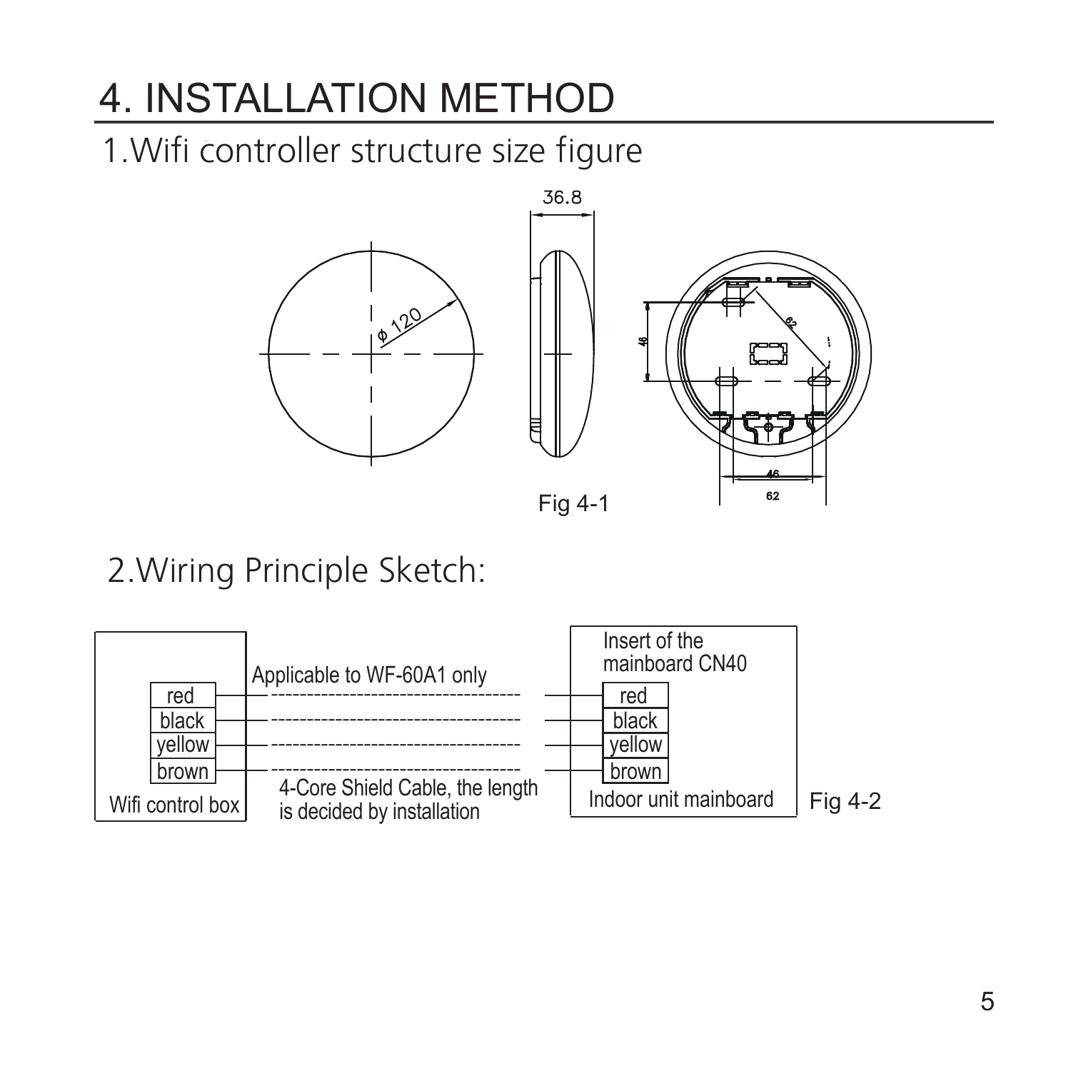# 4. INSTALLATION METHOD

## 1.Wifi controller structure size figure

Fig 4-1

## 2.Wiring Principle Sketch:

Fig 4-2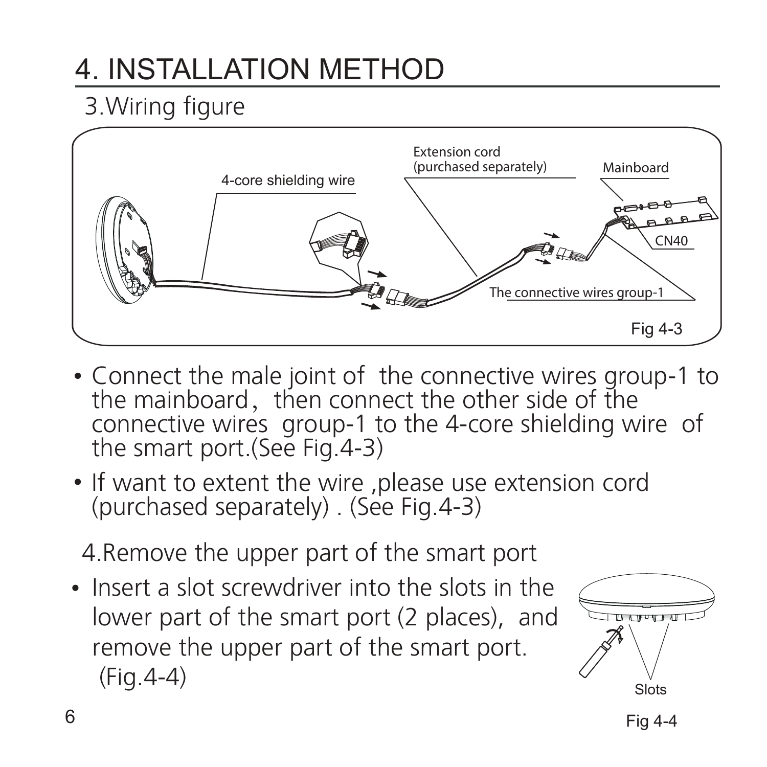# 4. INSTALLATION METHOD

## 3.Wiring figure

Fig 4-3

- Connect the male joint of the connective wires group-1 to the mainboard, then connect the other side of the connective wires group-1 to the 4-core shielding wire of the smart port.(See Fig.4-3)
- If want to extent the wire ,please use extension cord (purchased separately) . (See Fig.4-3)

## 4.Remove the upper part of the smart port

- Insert a slot screwdriver into the slots in the lower part of the smart port (2 places), and remove the upper part of the smart port. (Fig.4-4)

Fig 4-4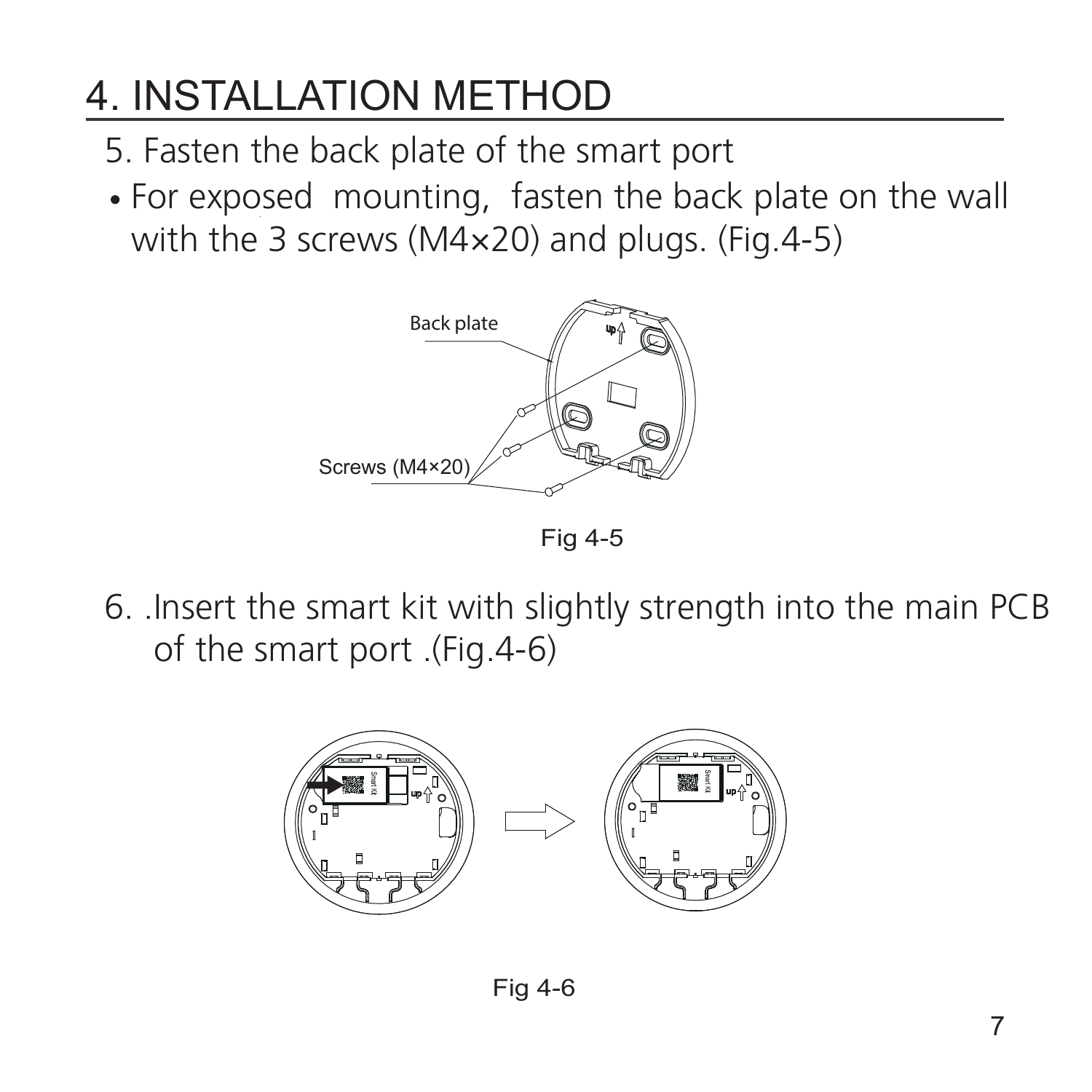# 4. INSTALLATION METHOD

5. Fasten the back plate of the smart port

- For exposed mounting, fasten the back plate on the wall with the 3 screws (M4×20) and plugs. (Fig.4-5)

Back plate

Screws (M4×20)

Fig 4-5

6. .Insert the smart kit with slightly strength into the main PCB of the smart port .(Fig.4-6)

Fig 4-6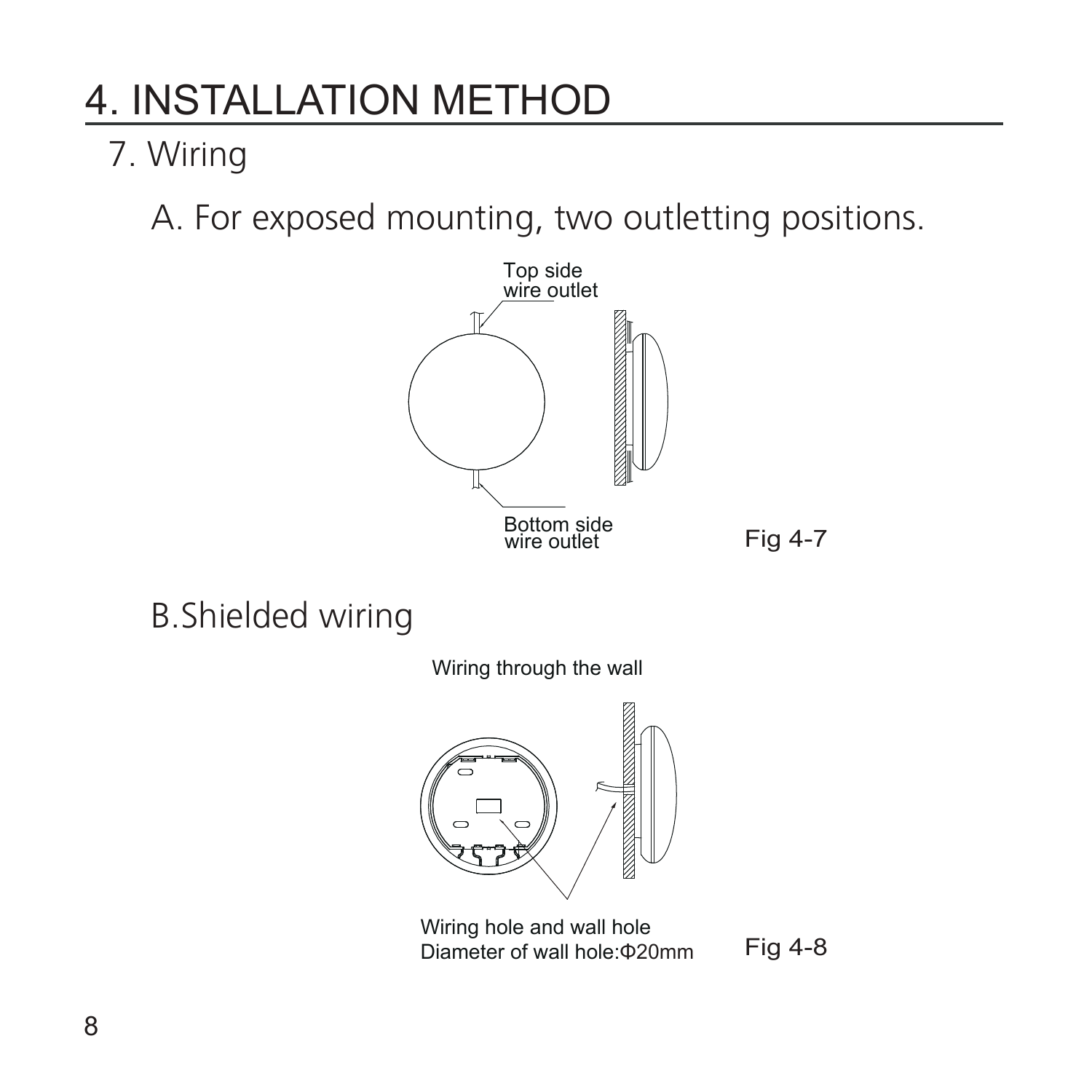# 4. INSTALLATION METHOD

## 7. Wiring

### A. For exposed mounting, two outletting positions.

Top side wire outlet

Bottom side wire outlet

Fig 4-7

### B.Shielded wiring

Wiring through the wall

Wiring hole and wall hole
Diameter of wall hole:Φ20mm

Fig 4-8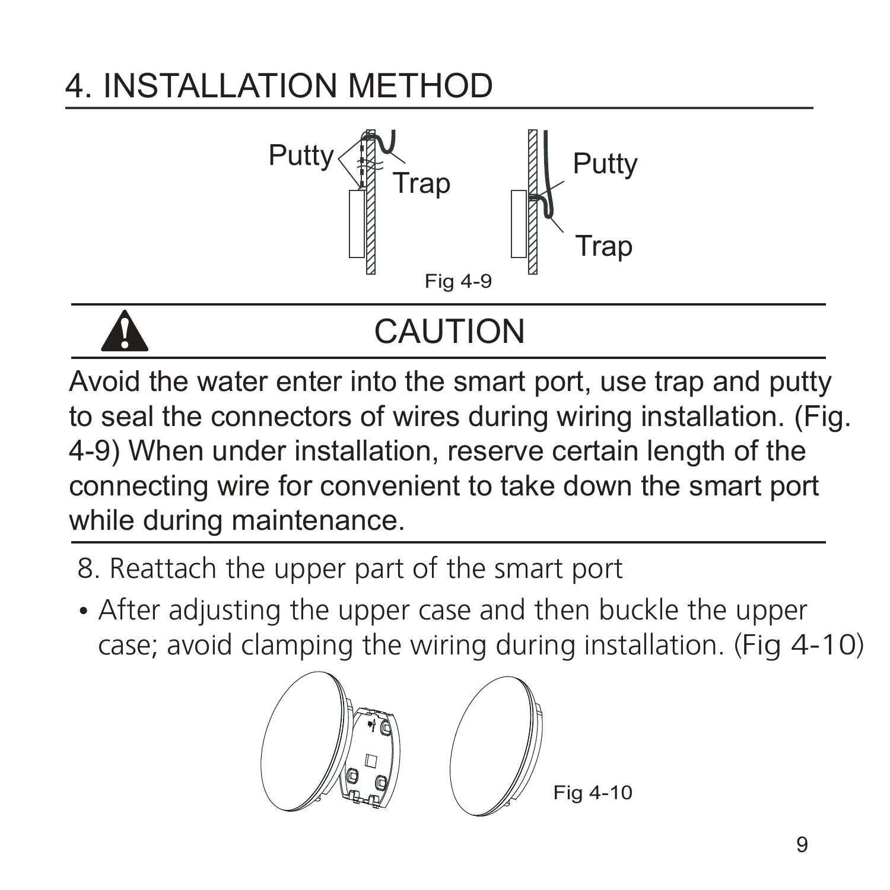# 4. INSTALLATION METHOD

Putty

Trap

Putty

Trap

Fig 4-9

## CAUTION

Avoid the water enter into the smart port, use trap and putty to seal the connectors of wires during wiring installation. (Fig. 4-9) When under installation, reserve certain length of the connecting wire for convenient to take down the smart port while during maintenance.

8. Reattach the upper part of the smart port

- After adjusting the upper case and then buckle the upper case; avoid clamping the wiring during installation. (Fig 4-10)

Fig 4-10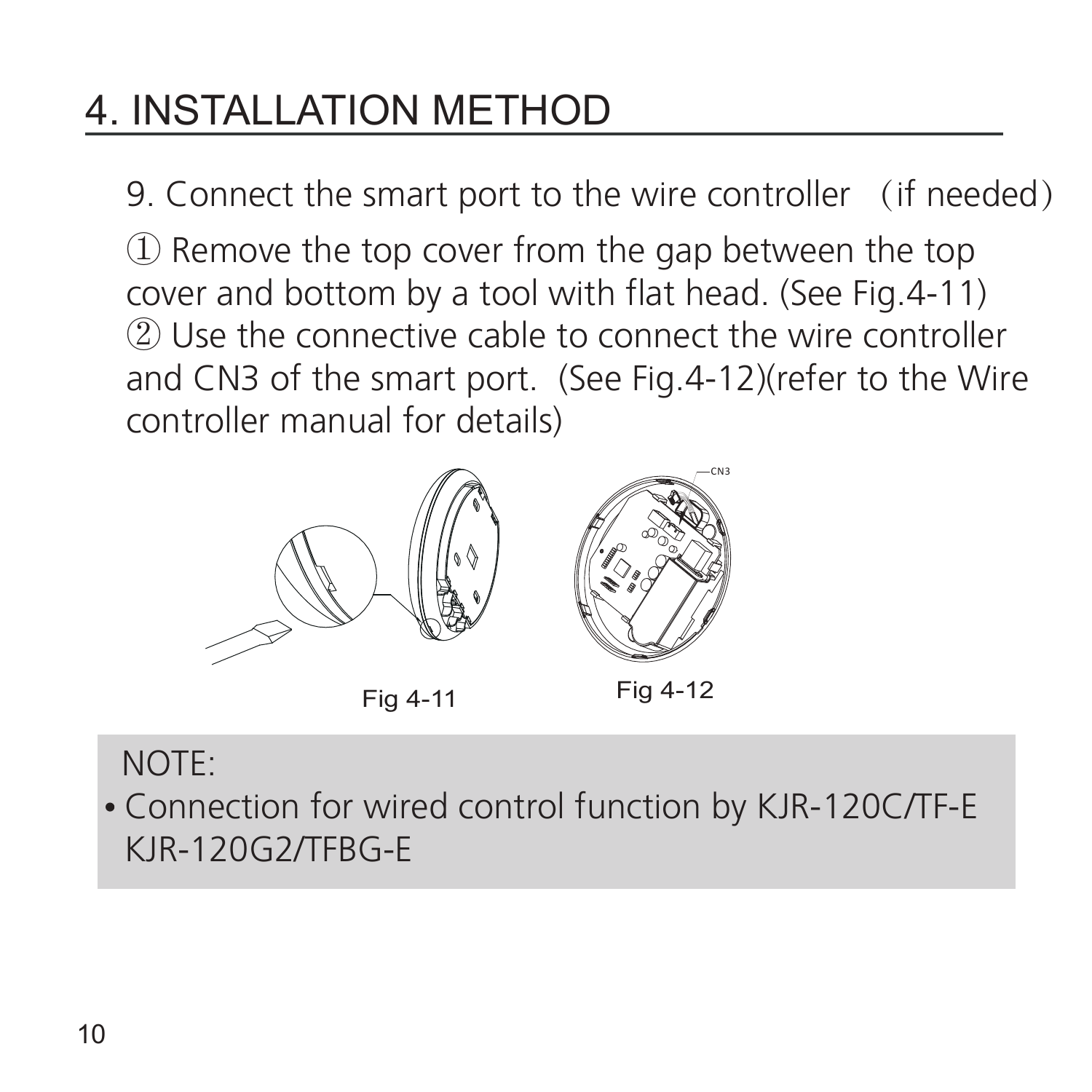# 4. INSTALLATION METHOD

9. Connect the smart port to the wire controller （if needed）

① Remove the top cover from the gap between the top cover and bottom by a tool with flat head. (See Fig.4-11)
② Use the connective cable to connect the wire controller and CN3 of the smart port. (See Fig.4-12)(refer to the Wire controller manual for details)

CN3

Fig 4-11

Fig 4-12

NOTE:

- Connection for wired control function by KJR-120C/TF-E KJR-120G2/TFBG-E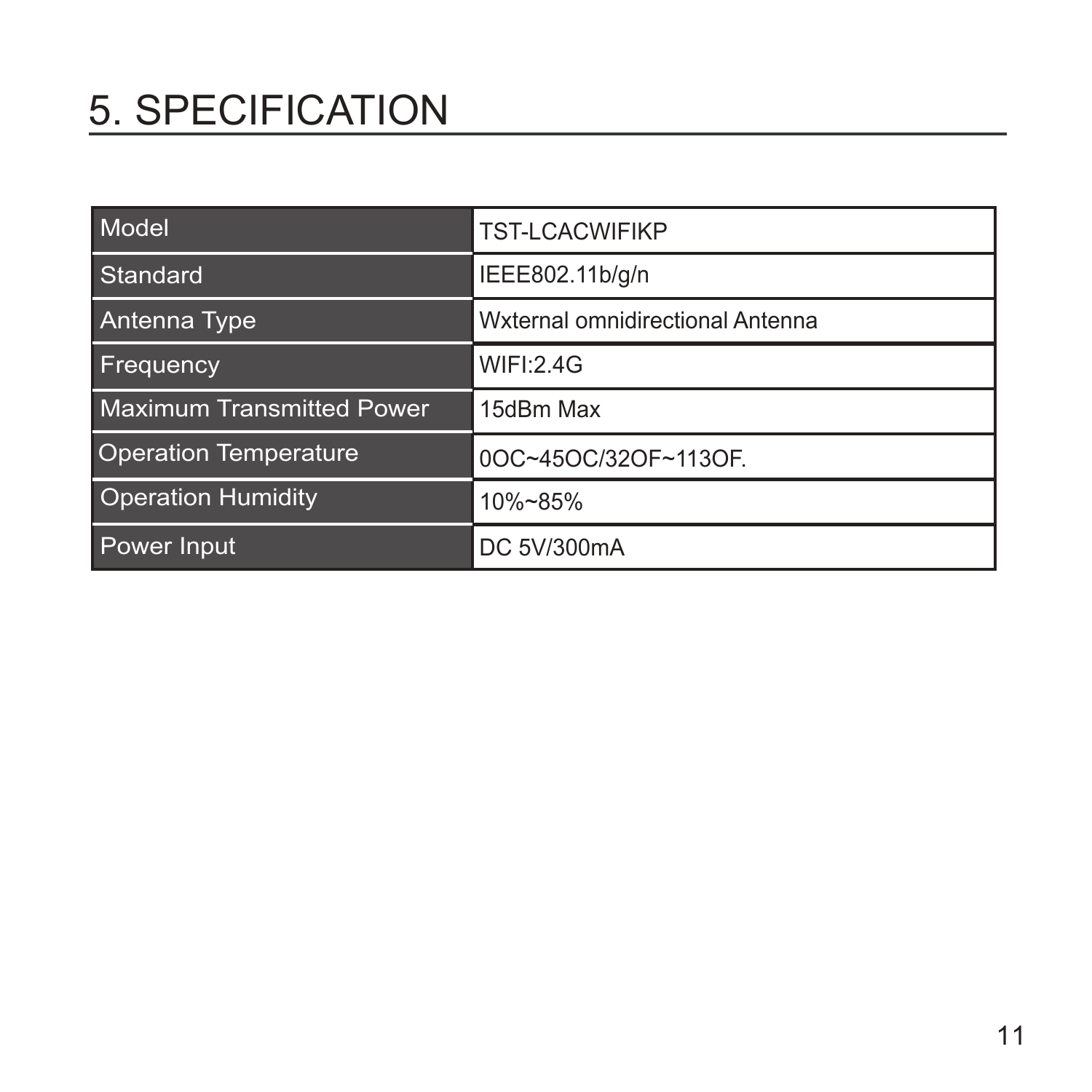# 5. SPECIFICATION

| Model | TST-LCACWIFIKP |
|---|---|
| Standard | IEEE802.11b/g/n |
| Antenna Type | Wxternal omnidirectional Antenna |
| Frequency | WIFI:2.4G |
| Maximum Transmitted Power | 15dBm Max |
| Operation Temperature | 0OC~45OC/32OF~113OF. |
| Operation Humidity | 10%~85% |
| Power Input | DC 5V/300mA |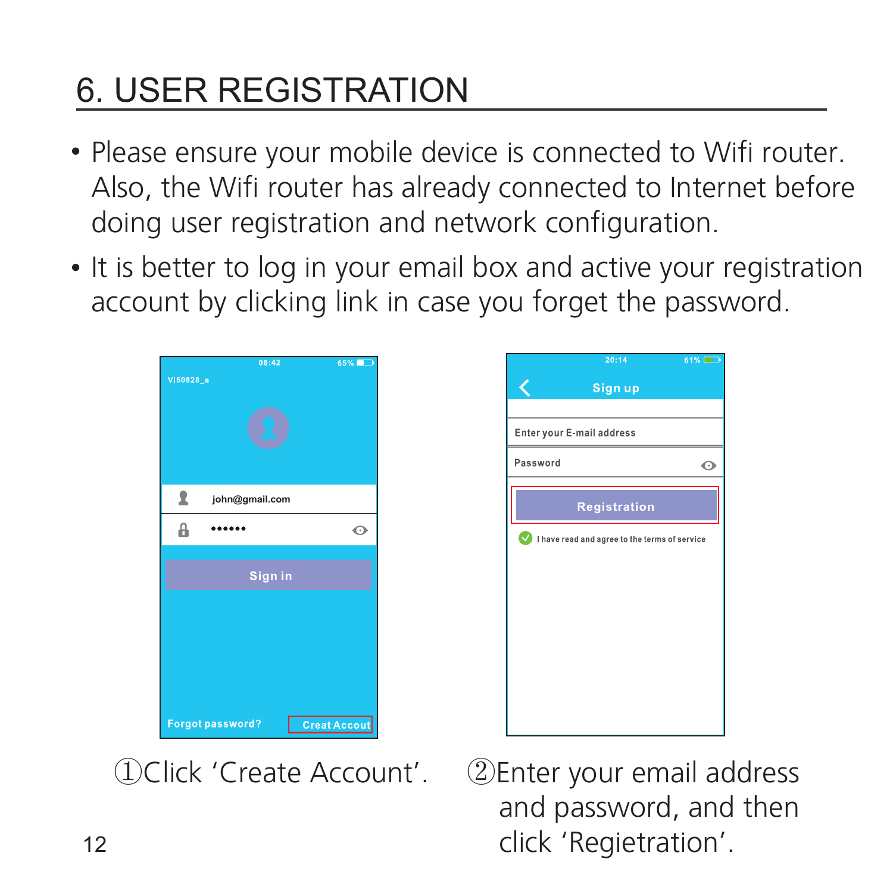# 6. USER REGISTRATION

- Please ensure your mobile device is connected to Wifi router. Also, the Wifi router has already connected to Internet before doing user registration and network configuration.
- It is better to log in your email box and active your registration account by clicking link in case you forget the password.

①Click 'Create Account'.

②Enter your email address and password, and then click 'Regietration'.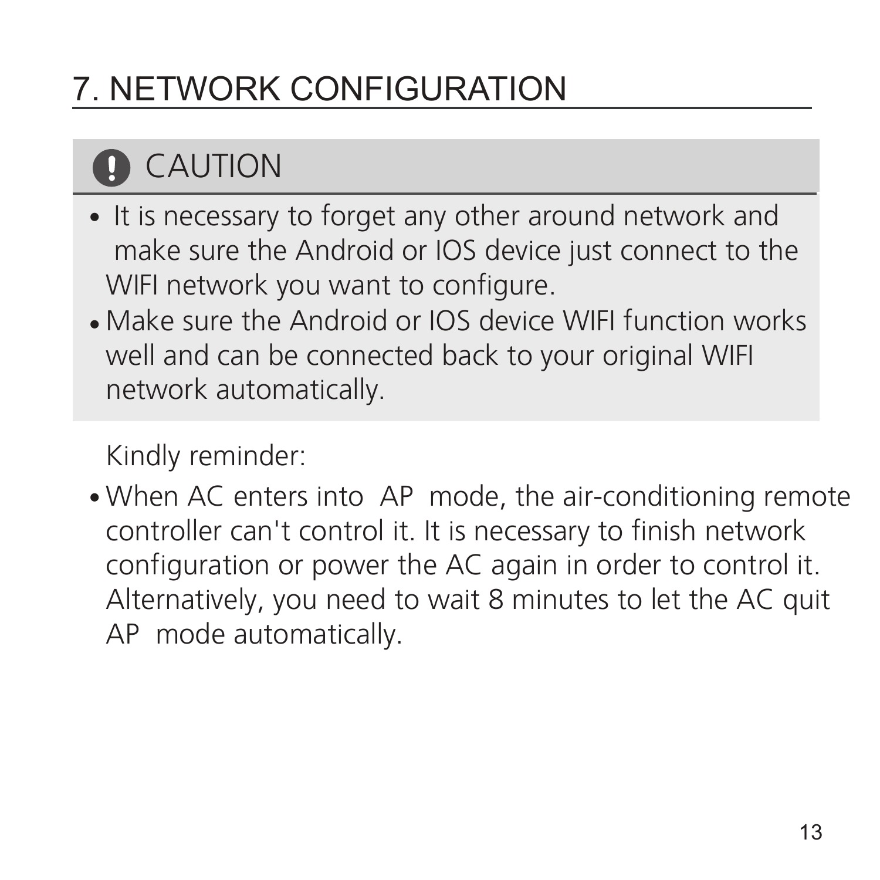# 7. NETWORK CONFIGURATION

## CAUTION

- It is necessary to forget any other around network and make sure the Android or IOS device just connect to the WIFI network you want to configure.
- Make sure the Android or IOS device WIFI function works well and can be connected back to your original WIFI network automatically.

Kindly reminder:

- When AC enters into AP mode, the air-conditioning remote controller can't control it. It is necessary to finish network configuration or power the AC again in order to control it. Alternatively, you need to wait 8 minutes to let the AC quit AP mode automatically.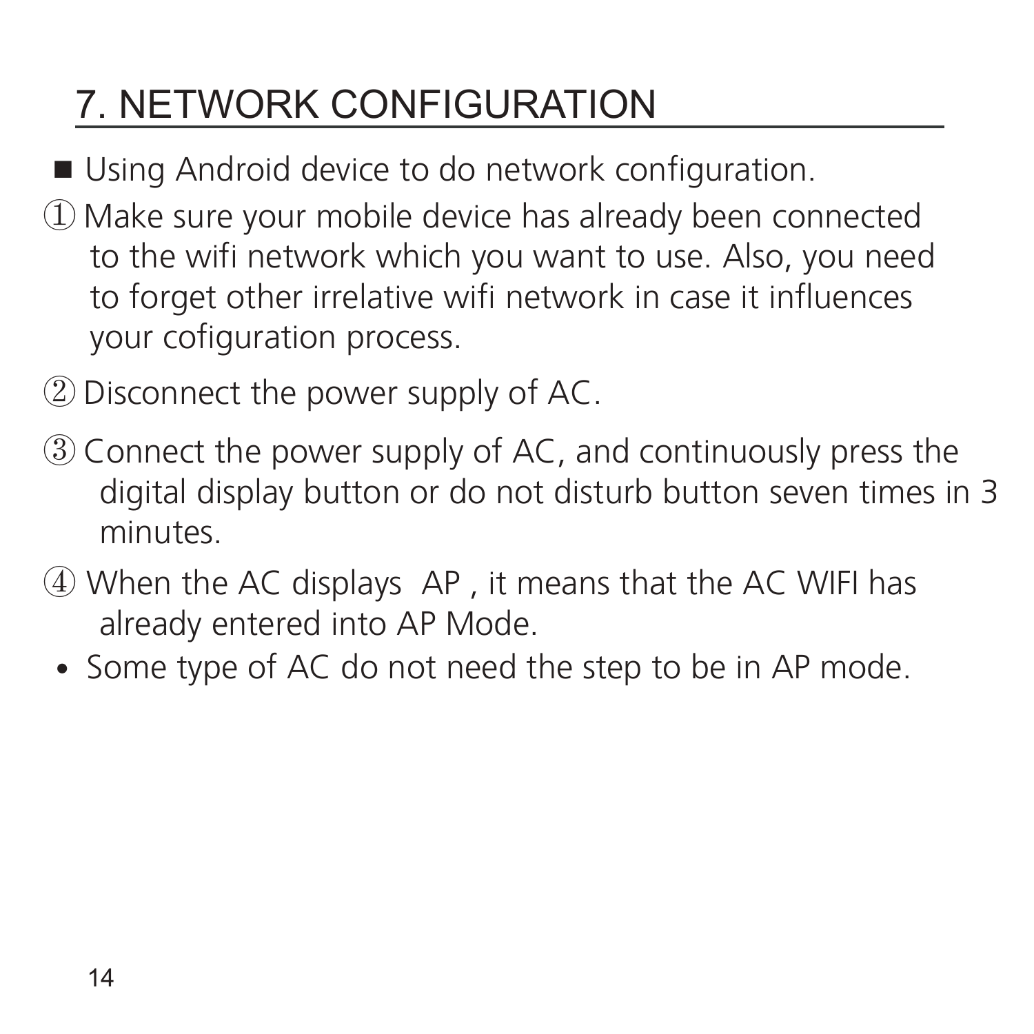# 7. NETWORK CONFIGURATION

■ Using Android device to do network configuration.

① Make sure your mobile device has already been connected to the wifi network which you want to use. Also, you need to forget other irrelative wifi network in case it influences your cofiguration process.

② Disconnect the power supply of AC.

③ Connect the power supply of AC, and continuously press the digital display button or do not disturb button seven times in 3 minutes.

④ When the AC displays  AP , it means that the AC WIFI has already entered into AP Mode.

- Some type of AC do not need the step to be in AP mode.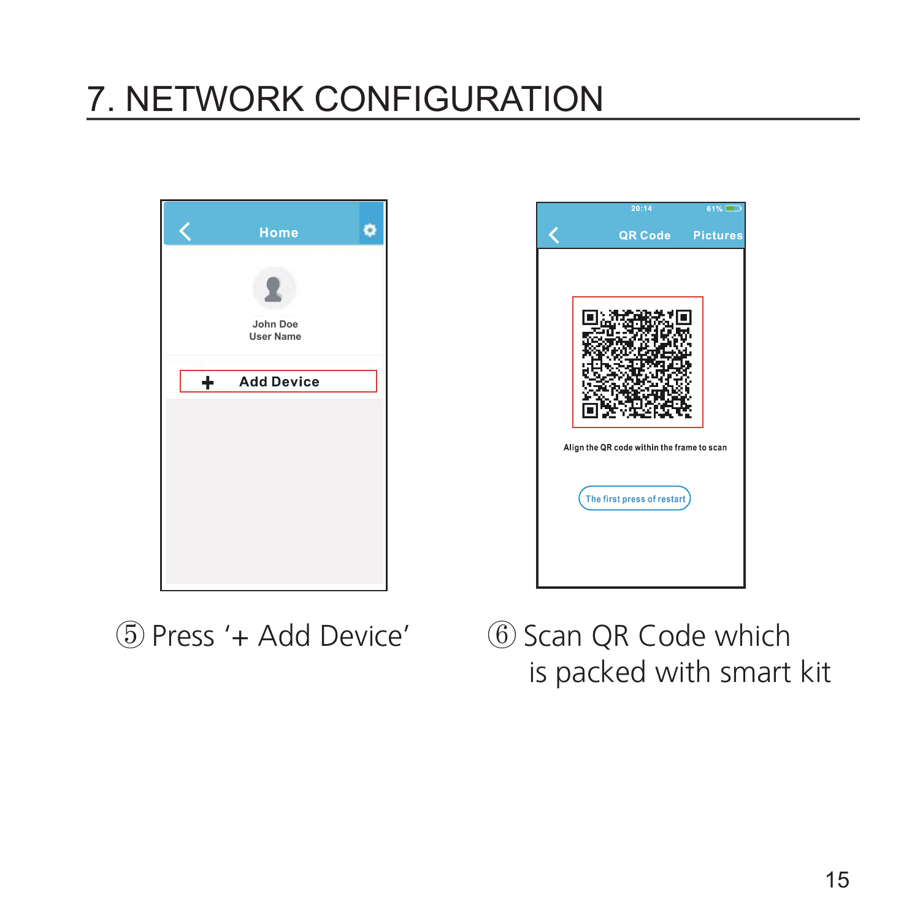# 7. NETWORK CONFIGURATION

⑤ Press '+ Add Device'

⑥ Scan QR Code which is packed with smart kit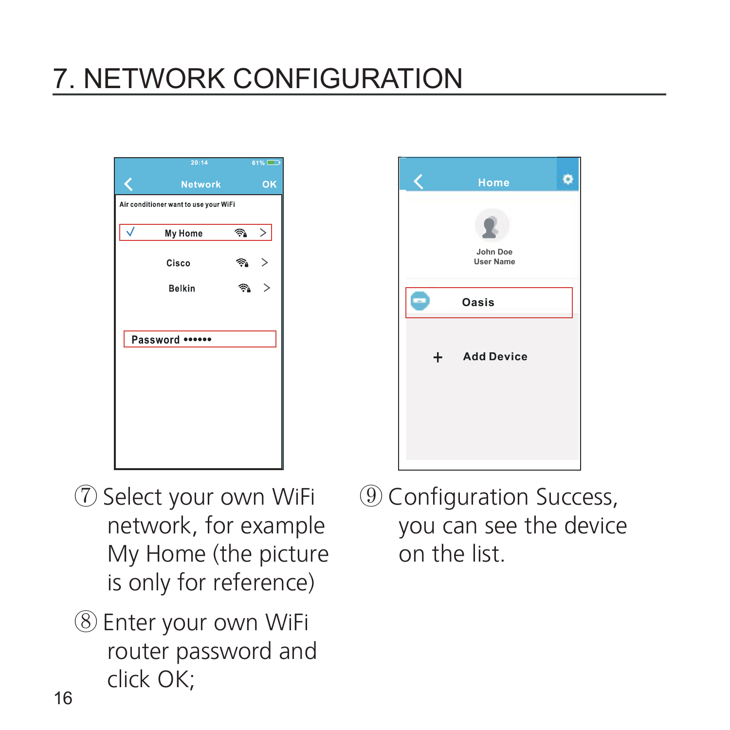# 7. NETWORK CONFIGURATION

⑦ Select your own WiFi network, for example My Home (the picture is only for reference)

⑧ Enter your own WiFi router password and click OK;

⑨ Configuration Success, you can see the device on the list.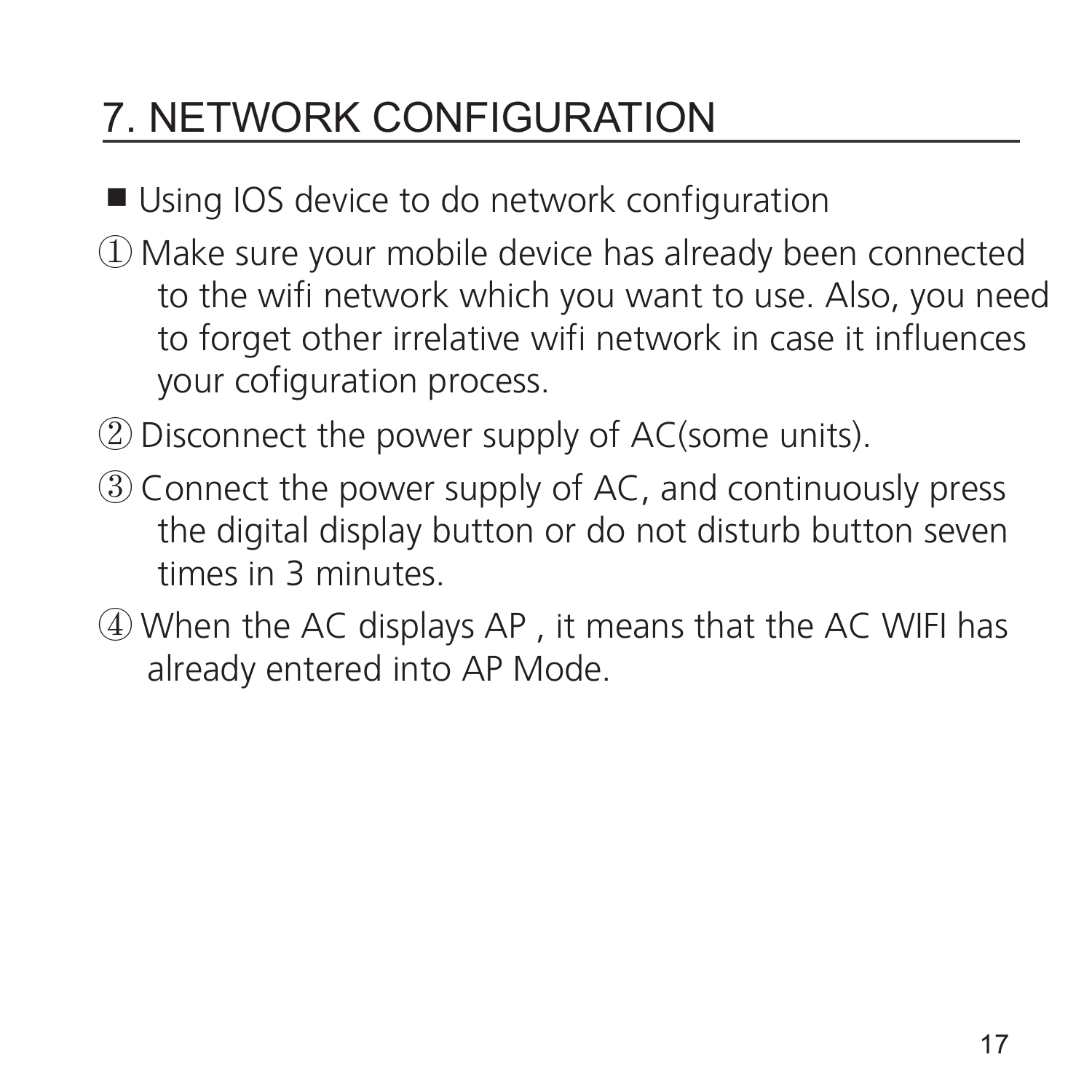# 7. NETWORK CONFIGURATION

■ Using IOS device to do network configuration

① Make sure your mobile device has already been connected to the wifi network which you want to use. Also, you need to forget other irrelative wifi network in case it influences your cofiguration process.

② Disconnect the power supply of AC(some units).

③ Connect the power supply of AC, and continuously press the digital display button or do not disturb button seven times in 3 minutes.

④ When the AC displays AP , it means that the AC WIFI has already entered into AP Mode.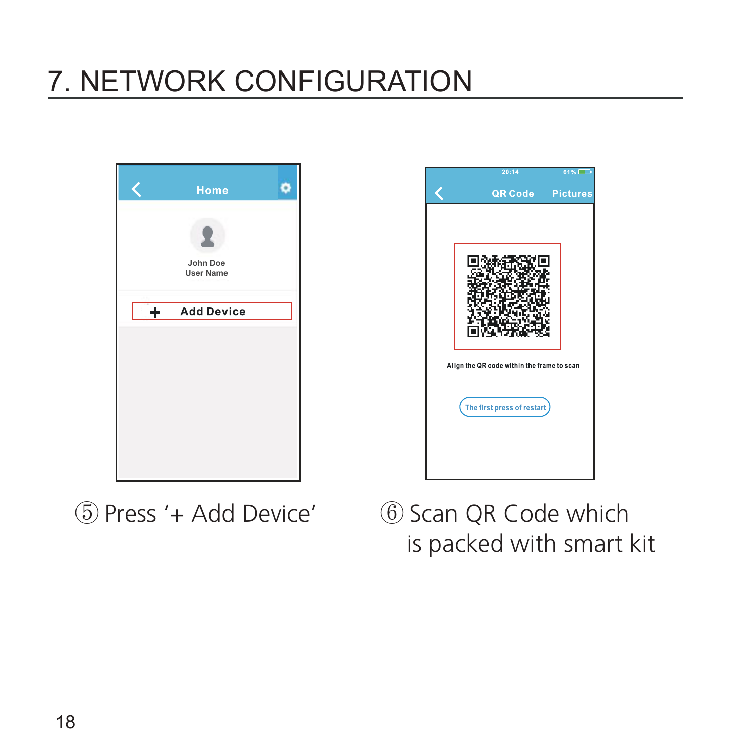# 7. NETWORK CONFIGURATION

Home

John Doe
User Name

+ Add Device

⑤ Press '+ Add Device'

20:14 61%

QR Code Pictures

Align the QR code within the frame to scan

The first press of restart

⑥ Scan QR Code which is packed with smart kit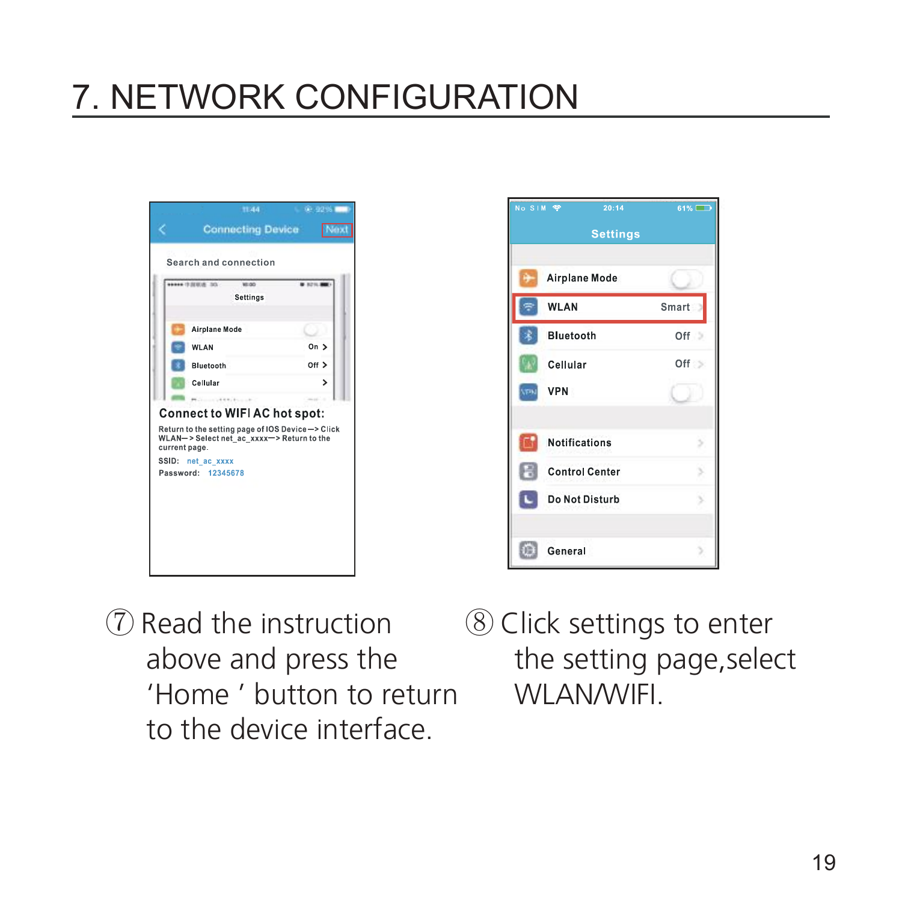# 7. NETWORK CONFIGURATION

⑦ Read the instruction above and press the 'Home ' button to return to the device interface.

⑧ Click settings to enter the setting page,select WLAN/WIFI.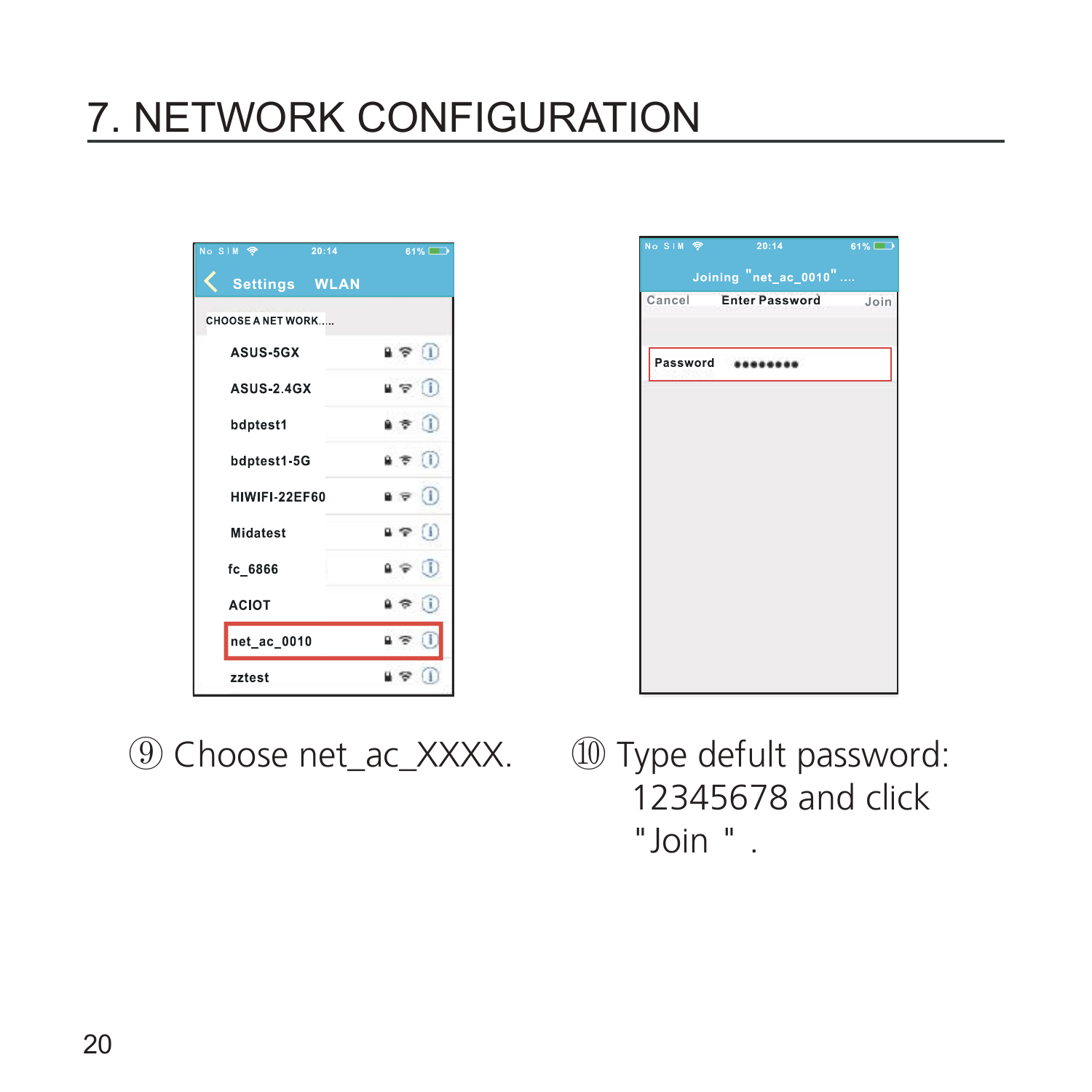# 7. NETWORK CONFIGURATION

⑨ Choose net_ac_XXXX.

⑩ Type defult password: 12345678 and click "Join ".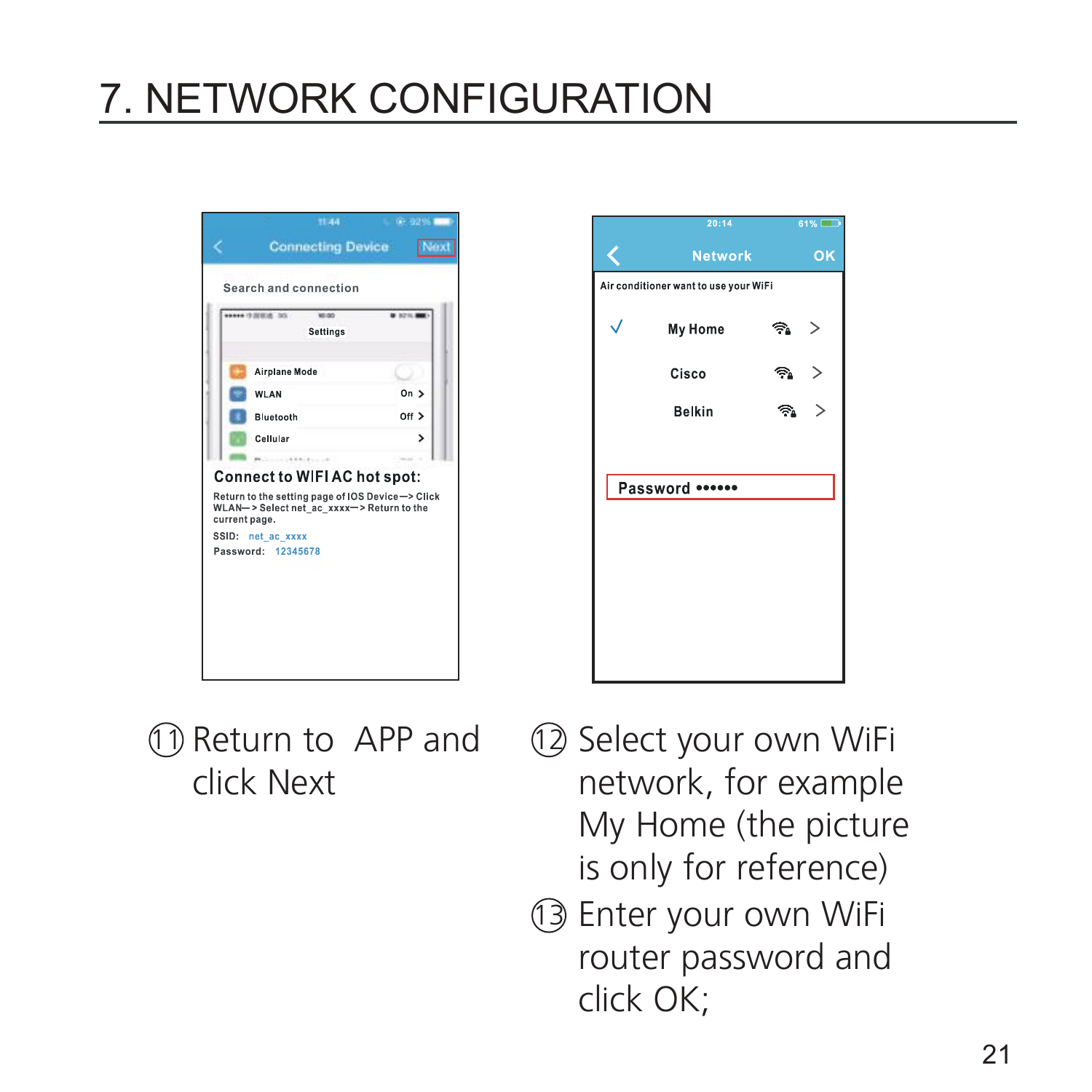# 7. NETWORK CONFIGURATION

⑪ Return to APP and click Next

⑫ Select your own WiFi network, for example My Home (the picture is only for reference)

⑬ Enter your own WiFi router password and click OK;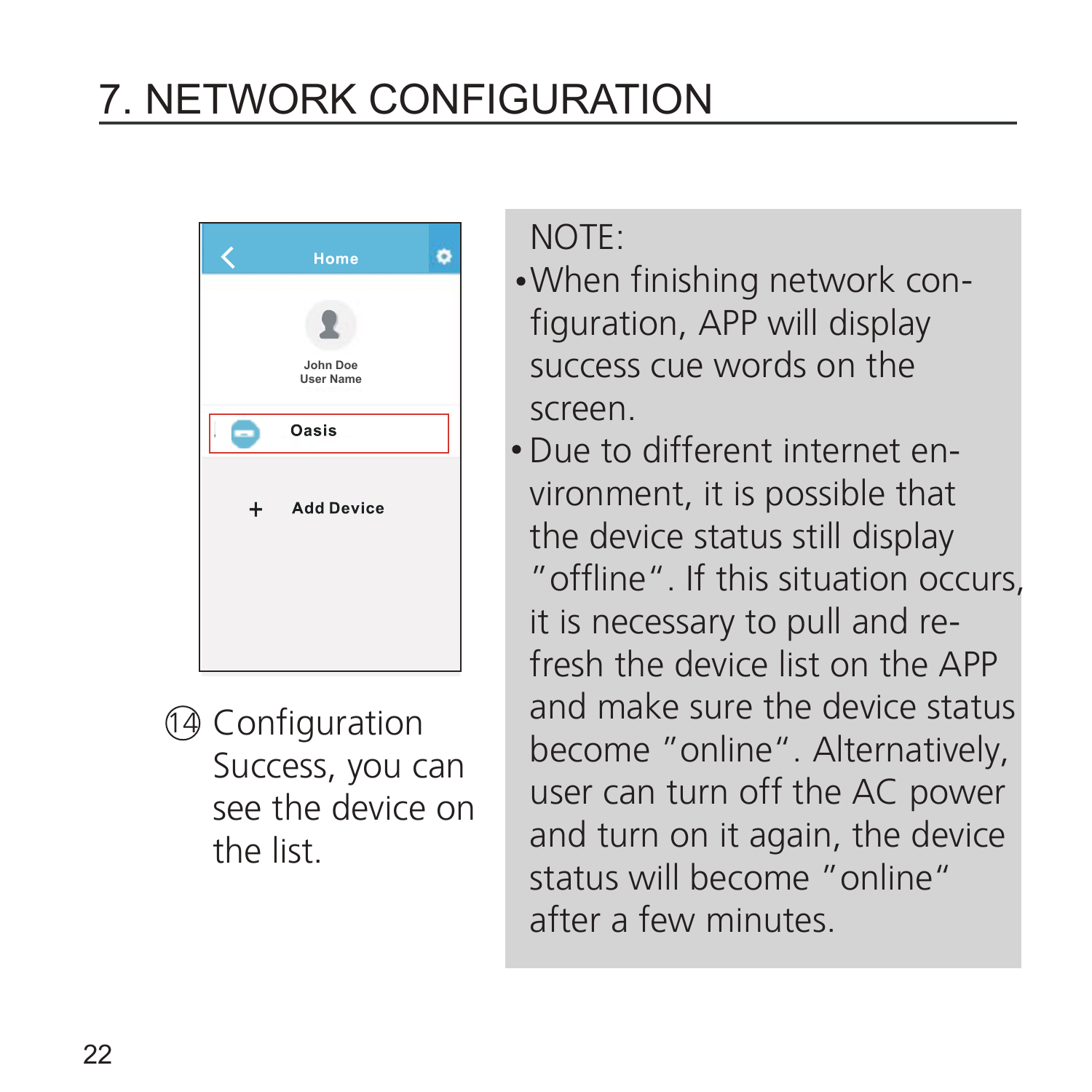# 7. NETWORK CONFIGURATION

Home

John Doe
User Name

Oasis

+ Add Device

⑭ Configuration Success, you can see the device on the list.

NOTE:

- When finishing network configuration, APP will display success cue words on the screen.
- Due to different internet environment, it is possible that the device status still display "offline". If this situation occurs, it is necessary to pull and refresh the device list on the APP and make sure the device status become "online". Alternatively, user can turn off the AC power and turn on it again, the device status will become "online" after a few minutes.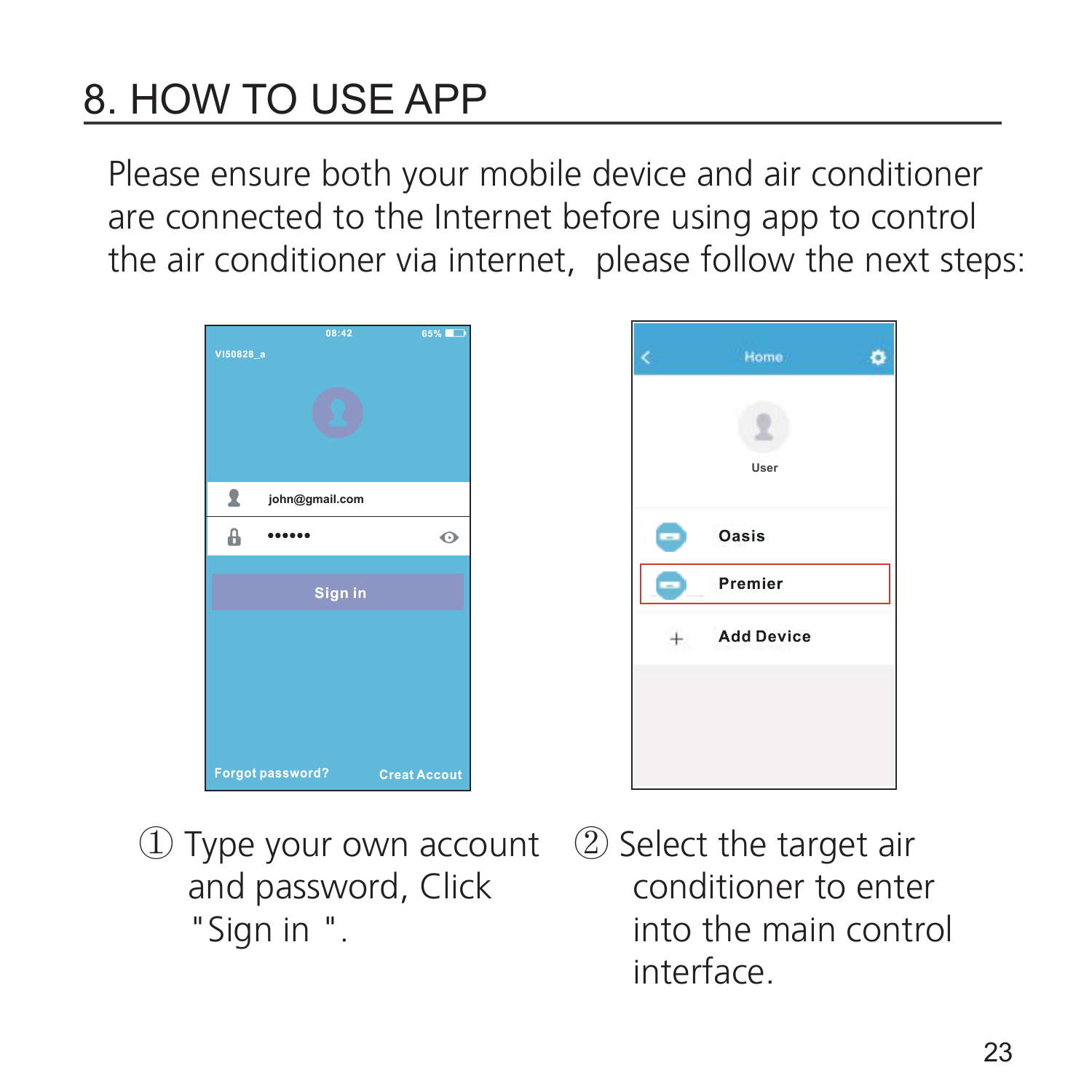# 8. HOW TO USE APP

Please ensure both your mobile device and air conditioner are connected to the Internet before using app to control the air conditioner via internet, please follow the next steps:

① Type your own account and password, Click "Sign in ".

② Select the target air conditioner to enter into the main control interface.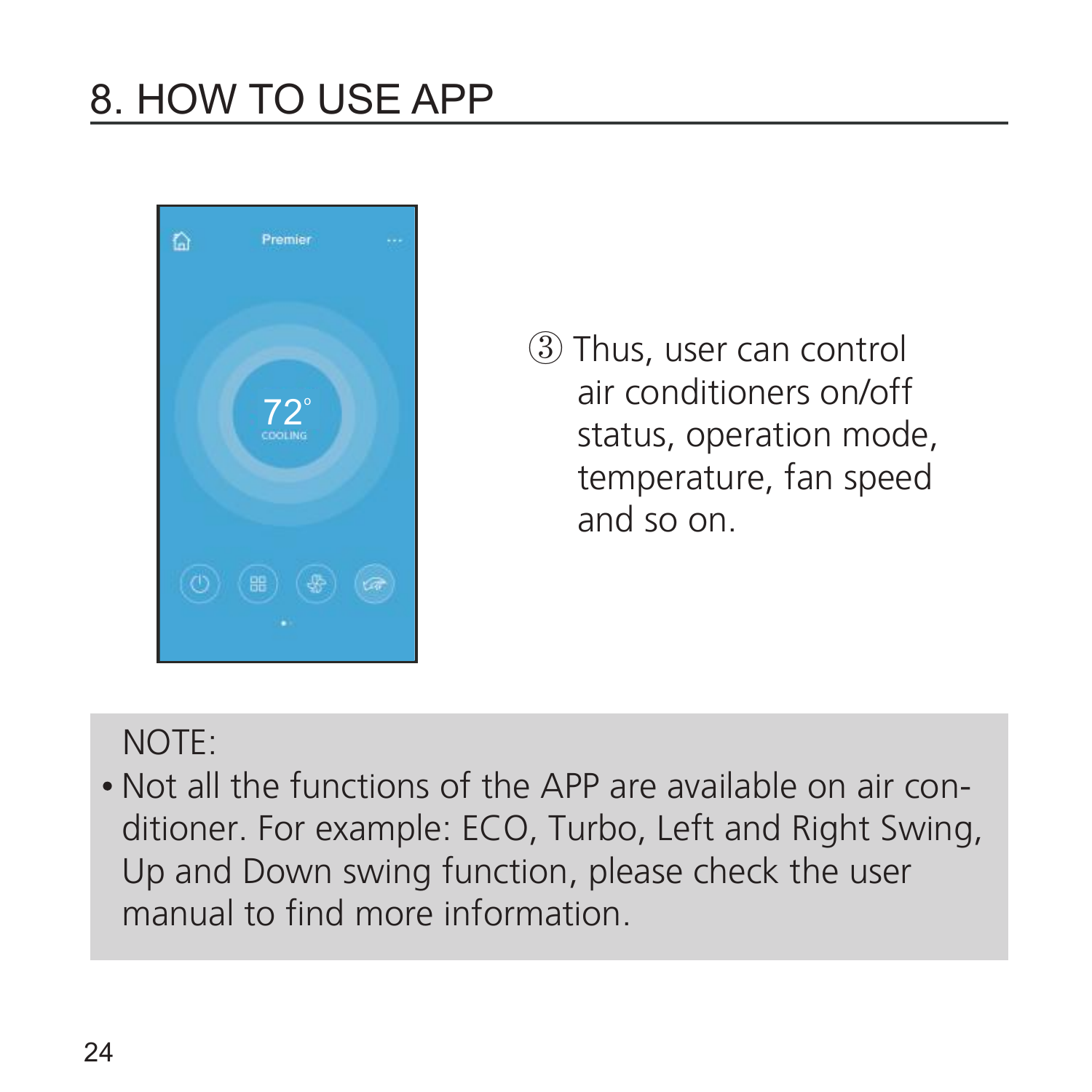# 8. HOW TO USE APP

③ Thus, user can control air conditioners on/off status, operation mode, temperature, fan speed and so on.

NOTE:

- Not all the functions of the APP are available on air conditioner. For example: ECO, Turbo, Left and Right Swing, Up and Down swing function, please check the user manual to find more information.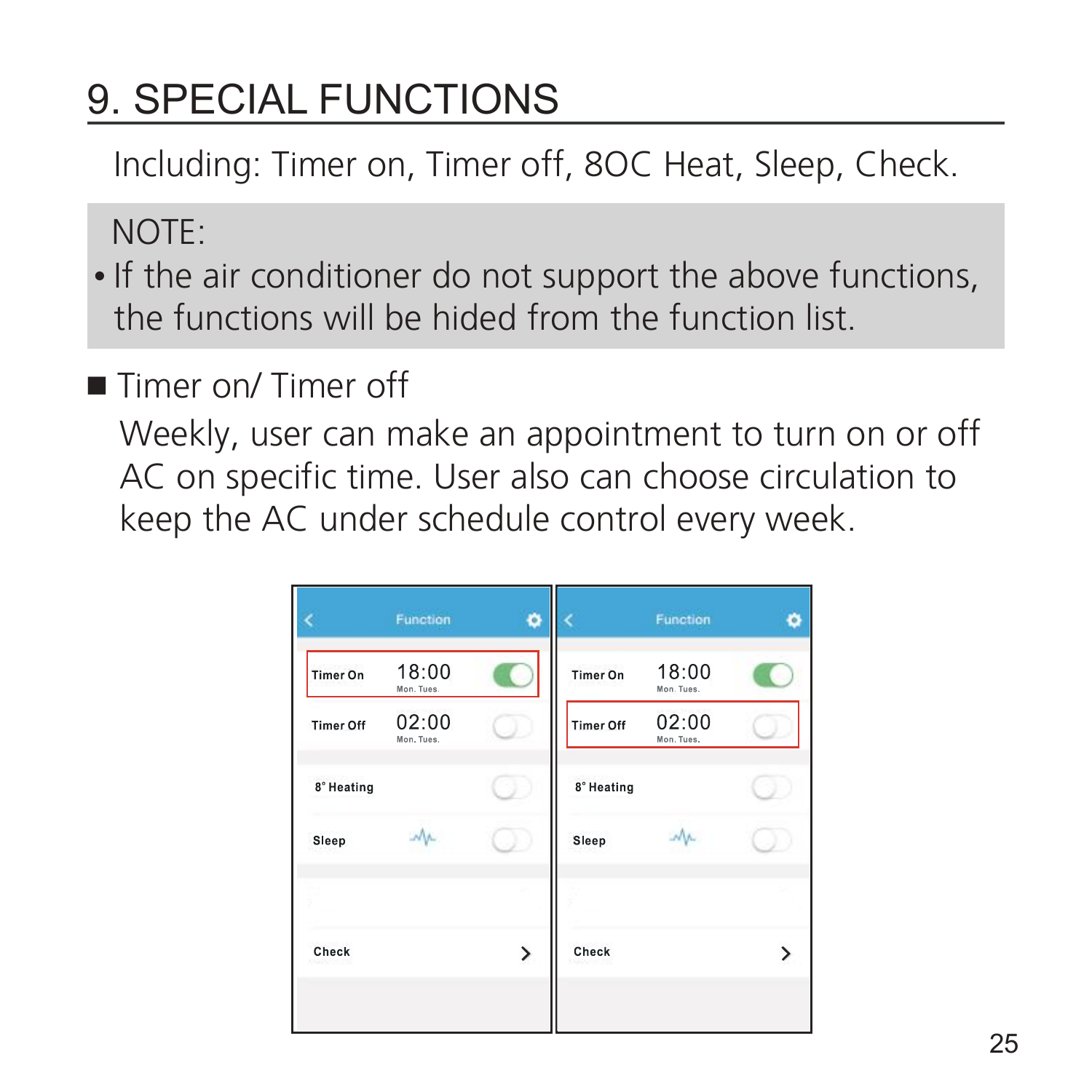# 9. SPECIAL FUNCTIONS

Including: Timer on, Timer off, 8OC Heat, Sleep, Check.

NOTE:

- If the air conditioner do not support the above functions, the functions will be hided from the function list.

■ Timer on/ Timer off

Weekly, user can make an appointment to turn on or off AC on specific time. User also can choose circulation to keep the AC under schedule control every week.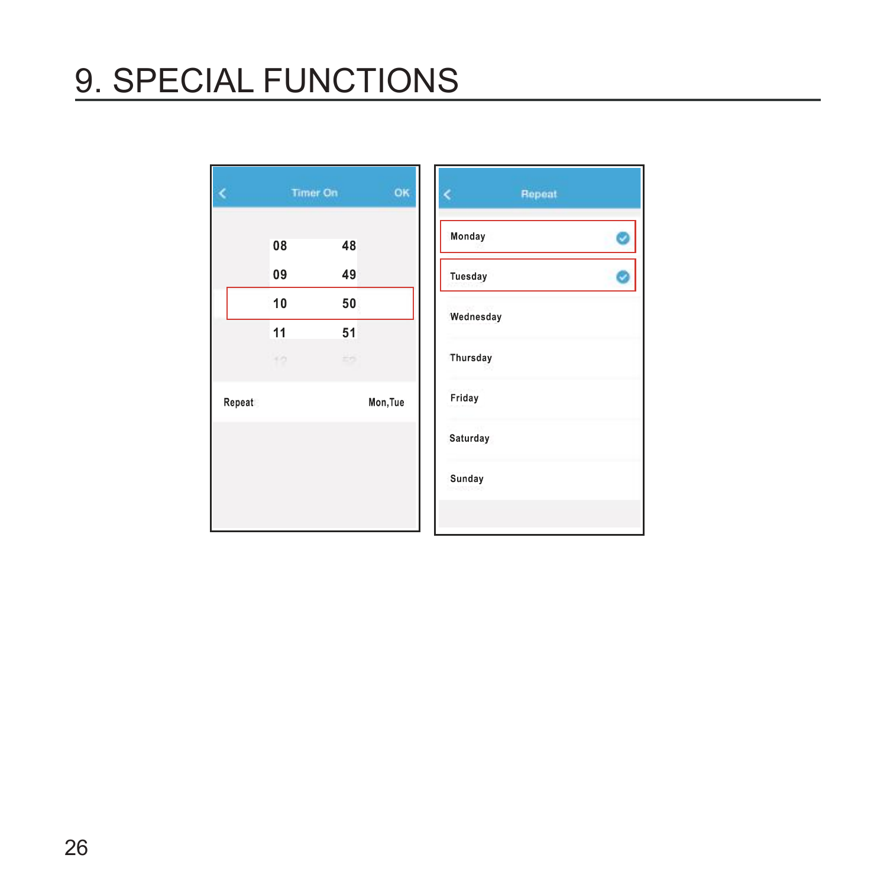# 9. SPECIAL FUNCTIONS

Timer On OK

08 48

09 49

10 50

11 51

Repeat Mon,Tue

Repeat

Monday

Tuesday

Wednesday

Thursday

Friday

Saturday

Sunday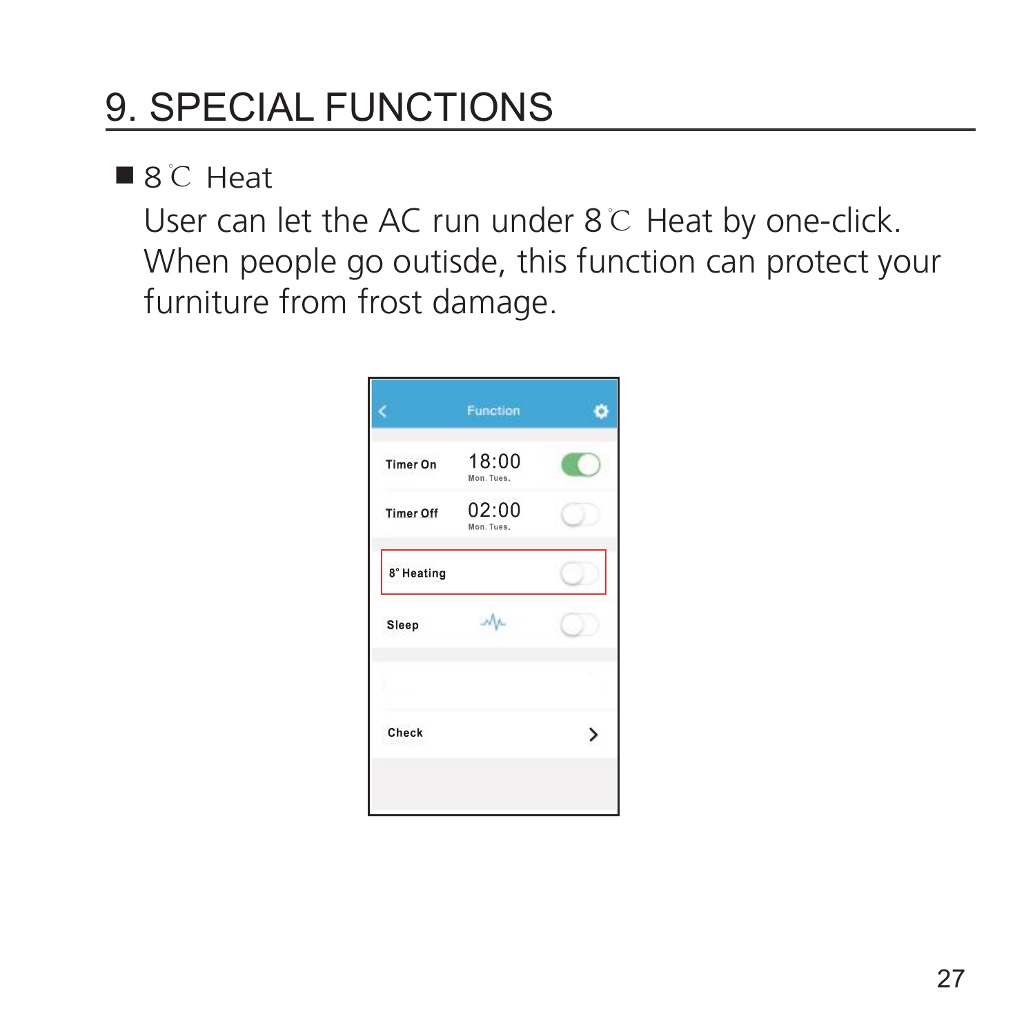# 9. SPECIAL FUNCTIONS

■ 8℃ Heat

User can let the AC run under 8℃ Heat by one-click. When people go outisde, this function can protect your furniture from frost damage.

Function

| | | |
|---|---|---|
| Timer On | 18:00 Mon. Tues. | On |
| Timer Off | 02:00 Mon. Tues. | Off |
| 8° Heating | | Off |
| Sleep | | Off |
| Check | | > |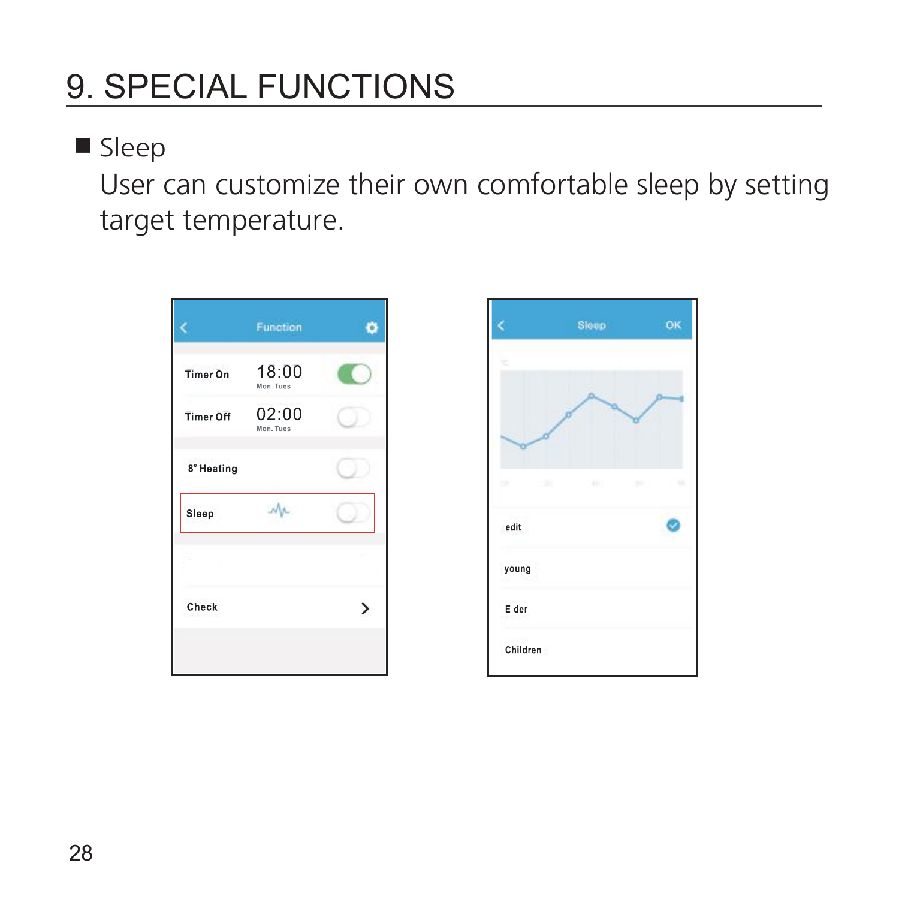# 9. SPECIAL FUNCTIONS

■ Sleep

User can customize their own comfortable sleep by setting target temperature.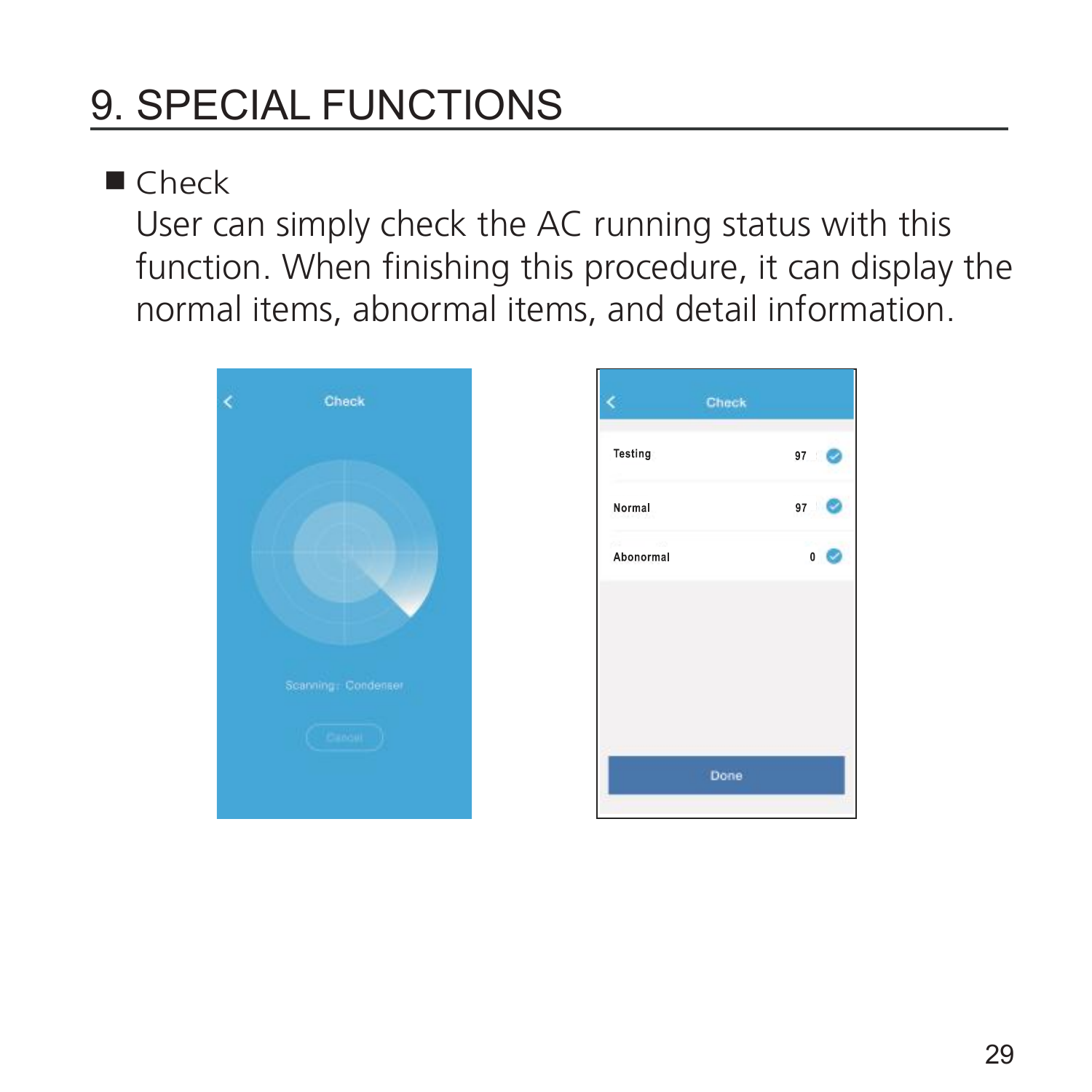# 9. SPECIAL FUNCTIONS

■ Check

User can simply check the AC running status with this function. When finishing this procedure, it can display the normal items, abnormal items, and detail information.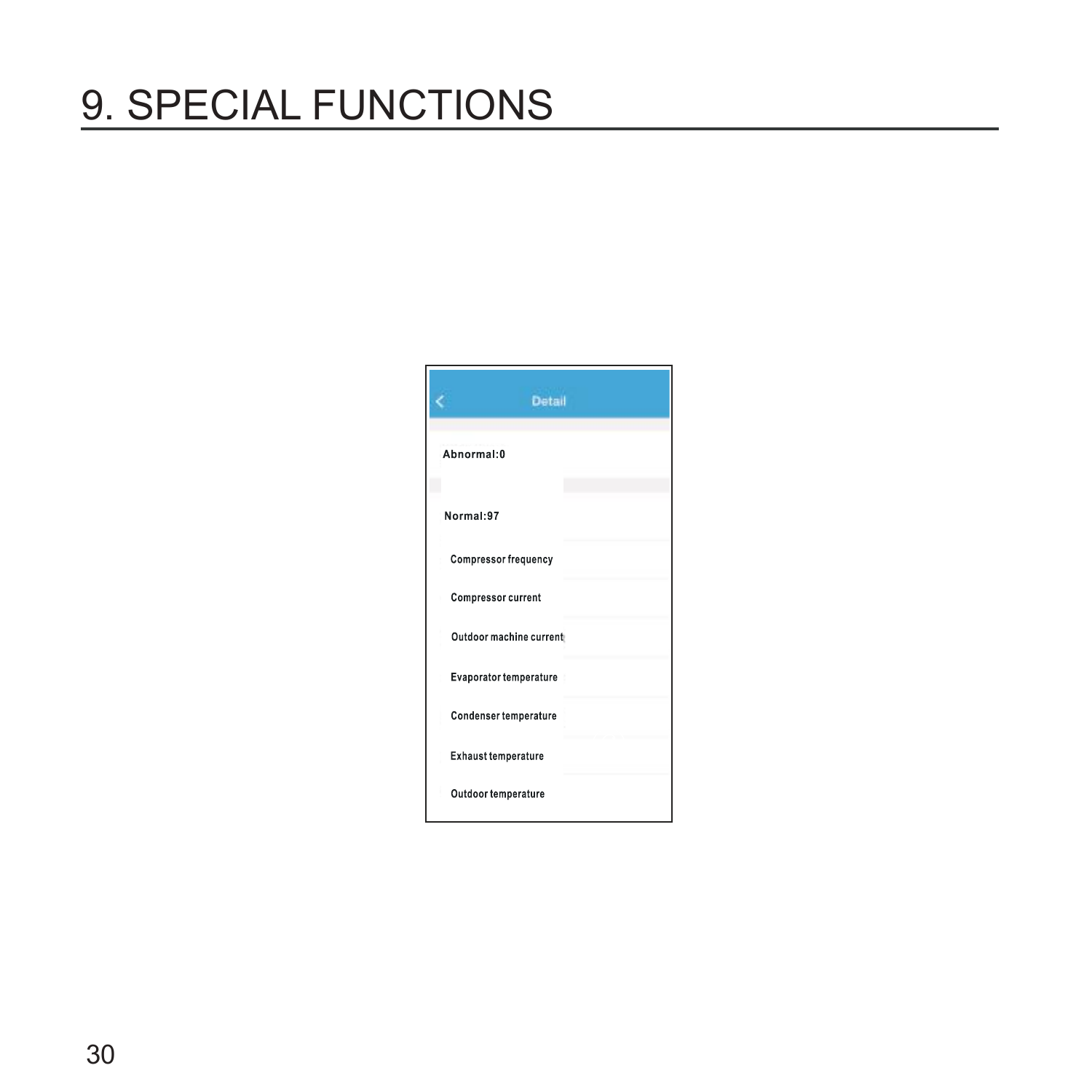# 9. SPECIAL FUNCTIONS

Detail

Abnormal:0

Normal:97

Compressor frequency

Compressor current

Outdoor machine current

Evaporator temperature

Condenser temperature

Exhaust temperature

Outdoor temperature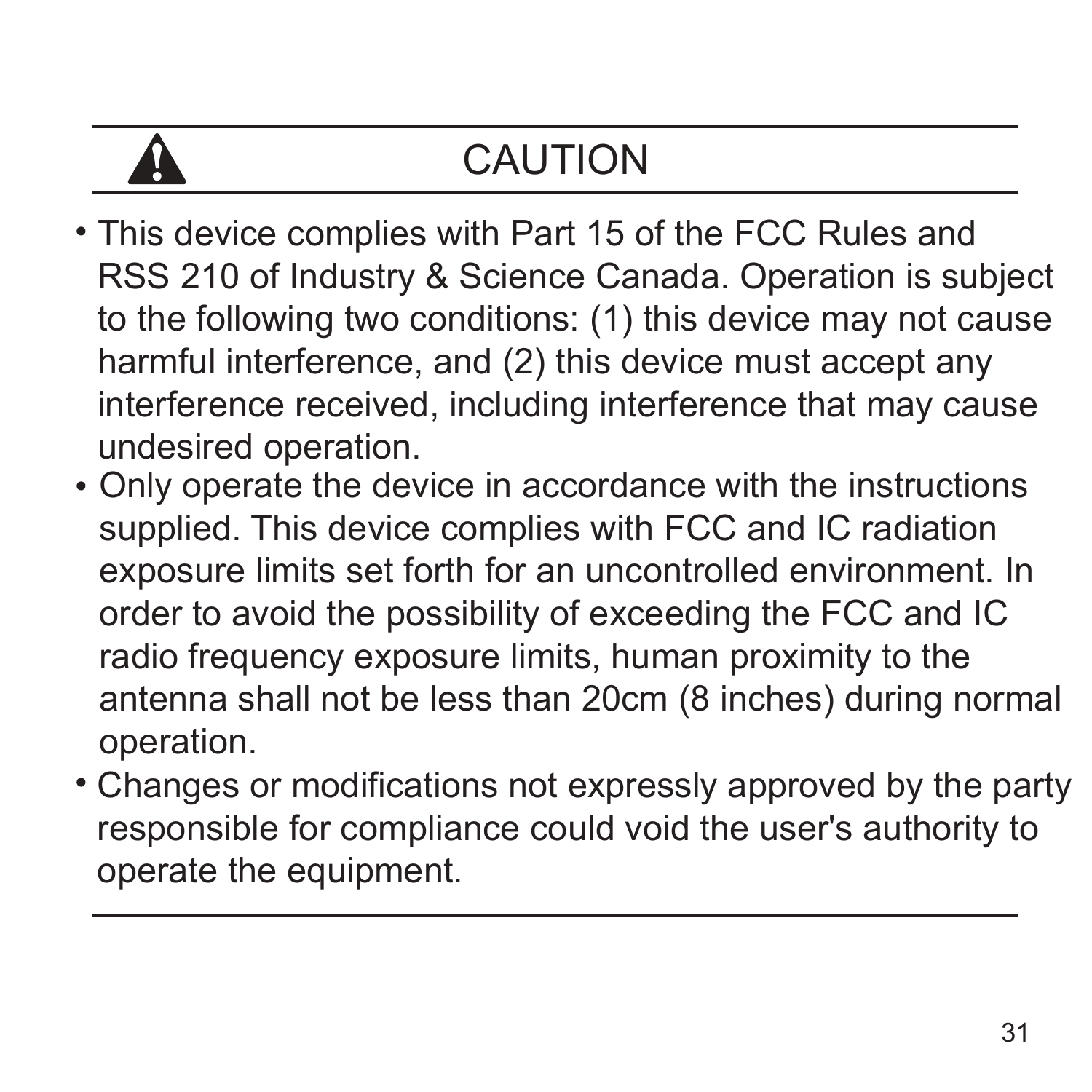## CAUTION

- This device complies with Part 15 of the FCC Rules and RSS 210 of Industry & Science Canada. Operation is subject to the following two conditions: (1) this device may not cause harmful interference, and (2) this device must accept any interference received, including interference that may cause undesired operation.
- Only operate the device in accordance with the instructions supplied. This device complies with FCC and IC radiation exposure limits set forth for an uncontrolled environment. In order to avoid the possibility of exceeding the FCC and IC radio frequency exposure limits, human proximity to the antenna shall not be less than 20cm (8 inches) during normal operation.
- Changes or modifications not expressly approved by the party responsible for compliance could void the user's authority to operate the equipment.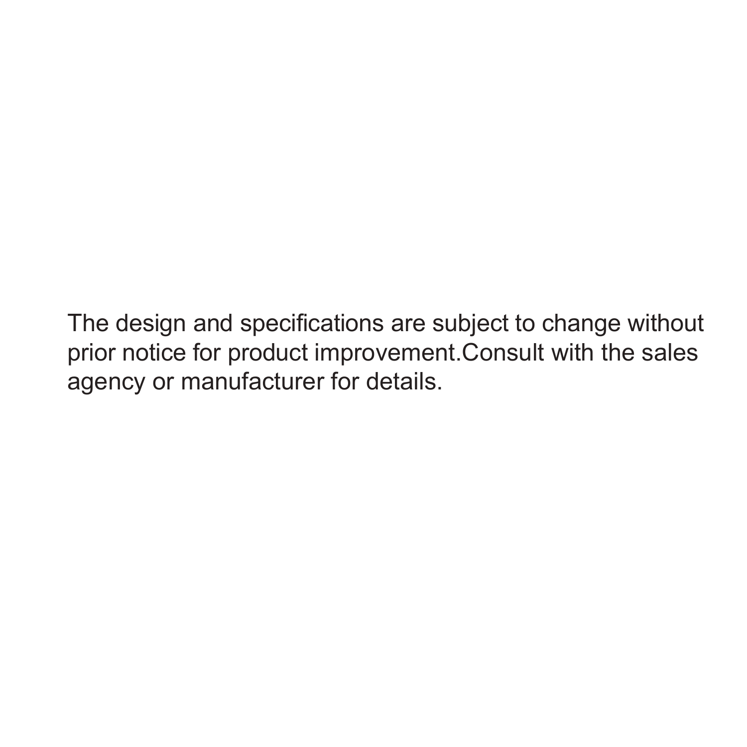The design and specifications are subject to change without prior notice for product improvement.Consult with the sales agency or manufacturer for details.